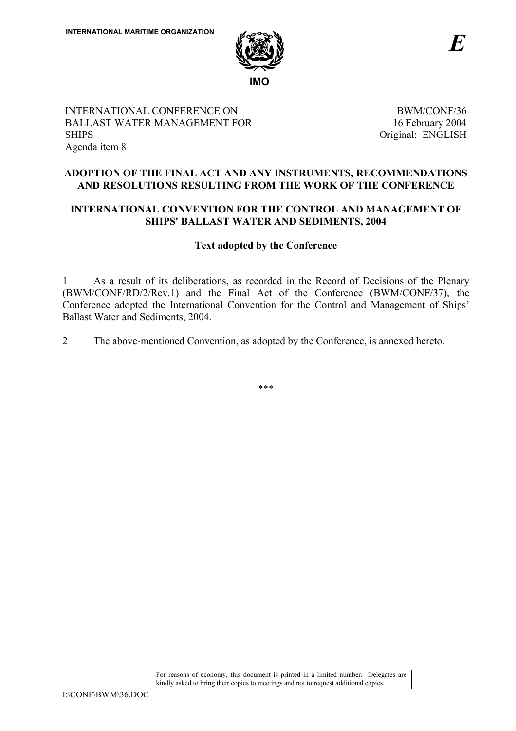INTERNATIONAL MARITIME ORGANIZATION

IMO

*E*

INTERNATIONAL CONFERENCE ON BALLAST WATER MANAGEMENT FOR SHIPS
Agenda item 8

BWM/CONF/36
16 February 2004
Original: ENGLISH

**ADOPTION OF THE FINAL ACT AND ANY INSTRUMENTS, RECOMMENDATIONS AND RESOLUTIONS RESULTING FROM THE WORK OF THE CONFERENCE**

**INTERNATIONAL CONVENTION FOR THE CONTROL AND MANAGEMENT OF SHIPS' BALLAST WATER AND SEDIMENTS, 2004**

**Text adopted by the Conference**

1 As a result of its deliberations, as recorded in the Record of Decisions of the Plenary (BWM/CONF/RD/2/Rev.1) and the Final Act of the Conference (BWM/CONF/37), the Conference adopted the International Convention for the Control and Management of Ships' Ballast Water and Sediments, 2004.

2 The above-mentioned Convention, as adopted by the Conference, is annexed hereto.

\*\*\*

For reasons of economy, this document is printed in a limited number. Delegates are kindly asked to bring their copies to meetings and not to request additional copies.

I:\CONF\BWM\36.DOC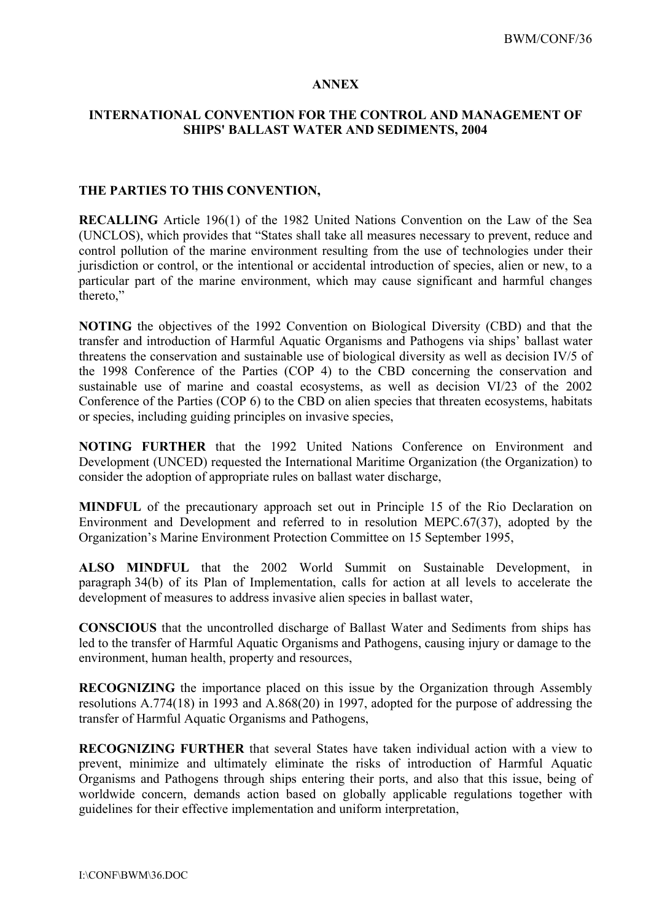## ANNEX

## INTERNATIONAL CONVENTION FOR THE CONTROL AND MANAGEMENT OF SHIPS' BALLAST WATER AND SEDIMENTS, 2004

**THE PARTIES TO THIS CONVENTION,**

**RECALLING** Article 196(1) of the 1982 United Nations Convention on the Law of the Sea (UNCLOS), which provides that "States shall take all measures necessary to prevent, reduce and control pollution of the marine environment resulting from the use of technologies under their jurisdiction or control, or the intentional or accidental introduction of species, alien or new, to a particular part of the marine environment, which may cause significant and harmful changes thereto,"

**NOTING** the objectives of the 1992 Convention on Biological Diversity (CBD) and that the transfer and introduction of Harmful Aquatic Organisms and Pathogens via ships' ballast water threatens the conservation and sustainable use of biological diversity as well as decision IV/5 of the 1998 Conference of the Parties (COP 4) to the CBD concerning the conservation and sustainable use of marine and coastal ecosystems, as well as decision VI/23 of the 2002 Conference of the Parties (COP 6) to the CBD on alien species that threaten ecosystems, habitats or species, including guiding principles on invasive species,

**NOTING FURTHER** that the 1992 United Nations Conference on Environment and Development (UNCED) requested the International Maritime Organization (the Organization) to consider the adoption of appropriate rules on ballast water discharge,

**MINDFUL** of the precautionary approach set out in Principle 15 of the Rio Declaration on Environment and Development and referred to in resolution MEPC.67(37), adopted by the Organization's Marine Environment Protection Committee on 15 September 1995,

**ALSO MINDFUL** that the 2002 World Summit on Sustainable Development, in paragraph 34(b) of its Plan of Implementation, calls for action at all levels to accelerate the development of measures to address invasive alien species in ballast water,

**CONSCIOUS** that the uncontrolled discharge of Ballast Water and Sediments from ships has led to the transfer of Harmful Aquatic Organisms and Pathogens, causing injury or damage to the environment, human health, property and resources,

**RECOGNIZING** the importance placed on this issue by the Organization through Assembly resolutions A.774(18) in 1993 and A.868(20) in 1997, adopted for the purpose of addressing the transfer of Harmful Aquatic Organisms and Pathogens,

**RECOGNIZING FURTHER** that several States have taken individual action with a view to prevent, minimize and ultimately eliminate the risks of introduction of Harmful Aquatic Organisms and Pathogens through ships entering their ports, and also that this issue, being of worldwide concern, demands action based on globally applicable regulations together with guidelines for their effective implementation and uniform interpretation,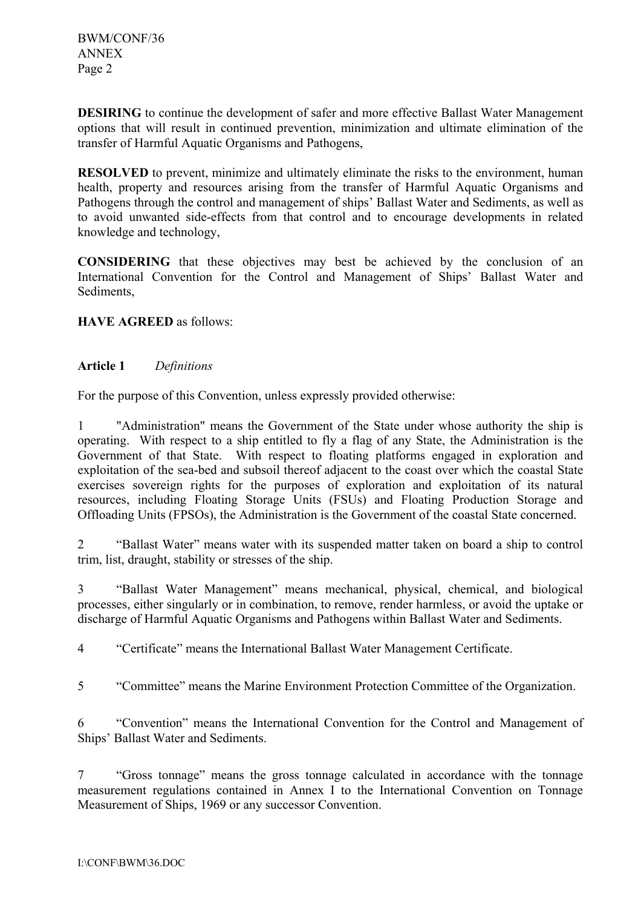**DESIRING** to continue the development of safer and more effective Ballast Water Management options that will result in continued prevention, minimization and ultimate elimination of the transfer of Harmful Aquatic Organisms and Pathogens,

**RESOLVED** to prevent, minimize and ultimately eliminate the risks to the environment, human health, property and resources arising from the transfer of Harmful Aquatic Organisms and Pathogens through the control and management of ships' Ballast Water and Sediments, as well as to avoid unwanted side-effects from that control and to encourage developments in related knowledge and technology,

**CONSIDERING** that these objectives may best be achieved by the conclusion of an International Convention for the Control and Management of Ships' Ballast Water and Sediments,

**HAVE AGREED** as follows:

## Article 1 *Definitions*

For the purpose of this Convention, unless expressly provided otherwise:

1 "Administration" means the Government of the State under whose authority the ship is operating. With respect to a ship entitled to fly a flag of any State, the Administration is the Government of that State. With respect to floating platforms engaged in exploration and exploitation of the sea-bed and subsoil thereof adjacent to the coast over which the coastal State exercises sovereign rights for the purposes of exploration and exploitation of its natural resources, including Floating Storage Units (FSUs) and Floating Production Storage and Offloading Units (FPSOs), the Administration is the Government of the coastal State concerned.

2 "Ballast Water" means water with its suspended matter taken on board a ship to control trim, list, draught, stability or stresses of the ship.

3 "Ballast Water Management" means mechanical, physical, chemical, and biological processes, either singularly or in combination, to remove, render harmless, or avoid the uptake or discharge of Harmful Aquatic Organisms and Pathogens within Ballast Water and Sediments.

4 "Certificate" means the International Ballast Water Management Certificate.

5 "Committee" means the Marine Environment Protection Committee of the Organization.

6 "Convention" means the International Convention for the Control and Management of Ships' Ballast Water and Sediments.

7 "Gross tonnage" means the gross tonnage calculated in accordance with the tonnage measurement regulations contained in Annex I to the International Convention on Tonnage Measurement of Ships, 1969 or any successor Convention.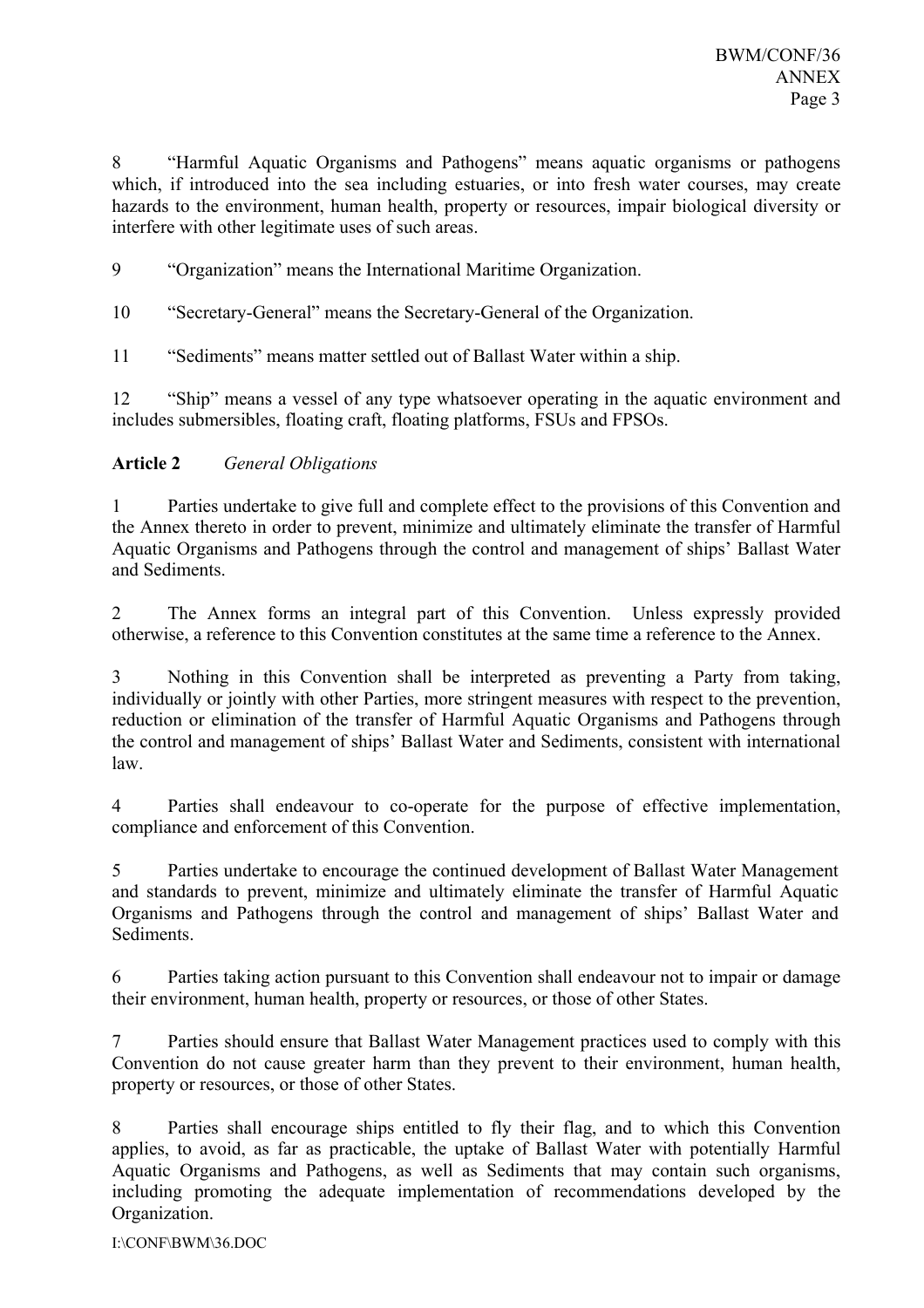8 "Harmful Aquatic Organisms and Pathogens" means aquatic organisms or pathogens which, if introduced into the sea including estuaries, or into fresh water courses, may create hazards to the environment, human health, property or resources, impair biological diversity or interfere with other legitimate uses of such areas.

9 "Organization" means the International Maritime Organization.

10 "Secretary-General" means the Secretary-General of the Organization.

11 "Sediments" means matter settled out of Ballast Water within a ship.

12 "Ship" means a vessel of any type whatsoever operating in the aquatic environment and includes submersibles, floating craft, floating platforms, FSUs and FPSOs.

**Article 2** *General Obligations*

1 Parties undertake to give full and complete effect to the provisions of this Convention and the Annex thereto in order to prevent, minimize and ultimately eliminate the transfer of Harmful Aquatic Organisms and Pathogens through the control and management of ships' Ballast Water and Sediments.

2 The Annex forms an integral part of this Convention. Unless expressly provided otherwise, a reference to this Convention constitutes at the same time a reference to the Annex.

3 Nothing in this Convention shall be interpreted as preventing a Party from taking, individually or jointly with other Parties, more stringent measures with respect to the prevention, reduction or elimination of the transfer of Harmful Aquatic Organisms and Pathogens through the control and management of ships' Ballast Water and Sediments, consistent with international law.

4 Parties shall endeavour to co-operate for the purpose of effective implementation, compliance and enforcement of this Convention.

5 Parties undertake to encourage the continued development of Ballast Water Management and standards to prevent, minimize and ultimately eliminate the transfer of Harmful Aquatic Organisms and Pathogens through the control and management of ships' Ballast Water and Sediments.

6 Parties taking action pursuant to this Convention shall endeavour not to impair or damage their environment, human health, property or resources, or those of other States.

7 Parties should ensure that Ballast Water Management practices used to comply with this Convention do not cause greater harm than they prevent to their environment, human health, property or resources, or those of other States.

8 Parties shall encourage ships entitled to fly their flag, and to which this Convention applies, to avoid, as far as practicable, the uptake of Ballast Water with potentially Harmful Aquatic Organisms and Pathogens, as well as Sediments that may contain such organisms, including promoting the adequate implementation of recommendations developed by the Organization.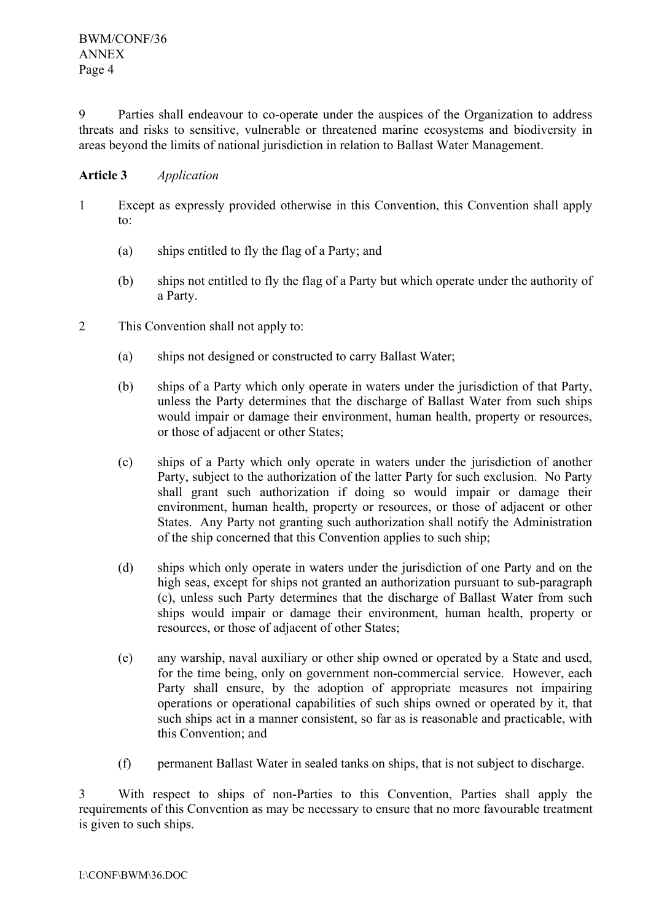9 Parties shall endeavour to co-operate under the auspices of the Organization to address threats and risks to sensitive, vulnerable or threatened marine ecosystems and biodiversity in areas beyond the limits of national jurisdiction in relation to Ballast Water Management.

**Article 3** *Application*

1 Except as expressly provided otherwise in this Convention, this Convention shall apply to:

(a) ships entitled to fly the flag of a Party; and

(b) ships not entitled to fly the flag of a Party but which operate under the authority of a Party.

2 This Convention shall not apply to:

(a) ships not designed or constructed to carry Ballast Water;

(b) ships of a Party which only operate in waters under the jurisdiction of that Party, unless the Party determines that the discharge of Ballast Water from such ships would impair or damage their environment, human health, property or resources, or those of adjacent or other States;

(c) ships of a Party which only operate in waters under the jurisdiction of another Party, subject to the authorization of the latter Party for such exclusion. No Party shall grant such authorization if doing so would impair or damage their environment, human health, property or resources, or those of adjacent or other States. Any Party not granting such authorization shall notify the Administration of the ship concerned that this Convention applies to such ship;

(d) ships which only operate in waters under the jurisdiction of one Party and on the high seas, except for ships not granted an authorization pursuant to sub-paragraph (c), unless such Party determines that the discharge of Ballast Water from such ships would impair or damage their environment, human health, property or resources, or those of adjacent of other States;

(e) any warship, naval auxiliary or other ship owned or operated by a State and used, for the time being, only on government non-commercial service. However, each Party shall ensure, by the adoption of appropriate measures not impairing operations or operational capabilities of such ships owned or operated by it, that such ships act in a manner consistent, so far as is reasonable and practicable, with this Convention; and

(f) permanent Ballast Water in sealed tanks on ships, that is not subject to discharge.

3 With respect to ships of non-Parties to this Convention, Parties shall apply the requirements of this Convention as may be necessary to ensure that no more favourable treatment is given to such ships.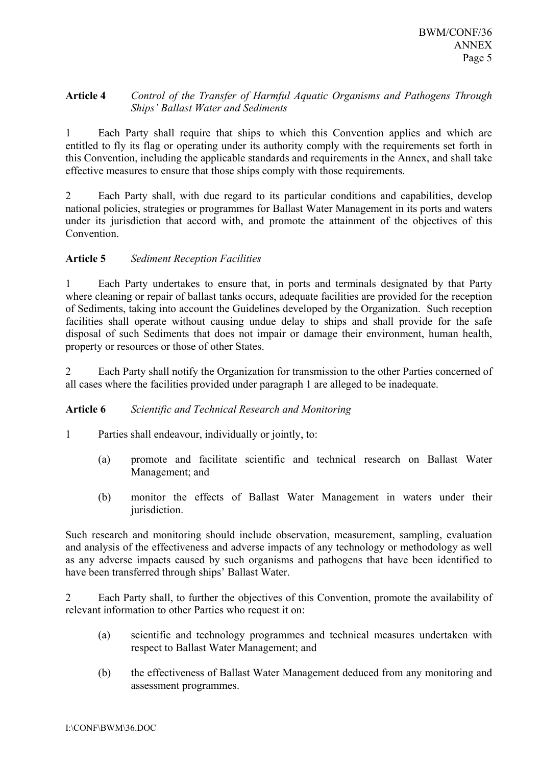**Article 4** *Control of the Transfer of Harmful Aquatic Organisms and Pathogens Through Ships' Ballast Water and Sediments*

1 Each Party shall require that ships to which this Convention applies and which are entitled to fly its flag or operating under its authority comply with the requirements set forth in this Convention, including the applicable standards and requirements in the Annex, and shall take effective measures to ensure that those ships comply with those requirements.

2 Each Party shall, with due regard to its particular conditions and capabilities, develop national policies, strategies or programmes for Ballast Water Management in its ports and waters under its jurisdiction that accord with, and promote the attainment of the objectives of this Convention.

**Article 5** *Sediment Reception Facilities*

1 Each Party undertakes to ensure that, in ports and terminals designated by that Party where cleaning or repair of ballast tanks occurs, adequate facilities are provided for the reception of Sediments, taking into account the Guidelines developed by the Organization. Such reception facilities shall operate without causing undue delay to ships and shall provide for the safe disposal of such Sediments that does not impair or damage their environment, human health, property or resources or those of other States.

2 Each Party shall notify the Organization for transmission to the other Parties concerned of all cases where the facilities provided under paragraph 1 are alleged to be inadequate.

**Article 6** *Scientific and Technical Research and Monitoring*

1 Parties shall endeavour, individually or jointly, to:

(a) promote and facilitate scientific and technical research on Ballast Water Management; and

(b) monitor the effects of Ballast Water Management in waters under their jurisdiction.

Such research and monitoring should include observation, measurement, sampling, evaluation and analysis of the effectiveness and adverse impacts of any technology or methodology as well as any adverse impacts caused by such organisms and pathogens that have been identified to have been transferred through ships' Ballast Water.

2 Each Party shall, to further the objectives of this Convention, promote the availability of relevant information to other Parties who request it on:

(a) scientific and technology programmes and technical measures undertaken with respect to Ballast Water Management; and

(b) the effectiveness of Ballast Water Management deduced from any monitoring and assessment programmes.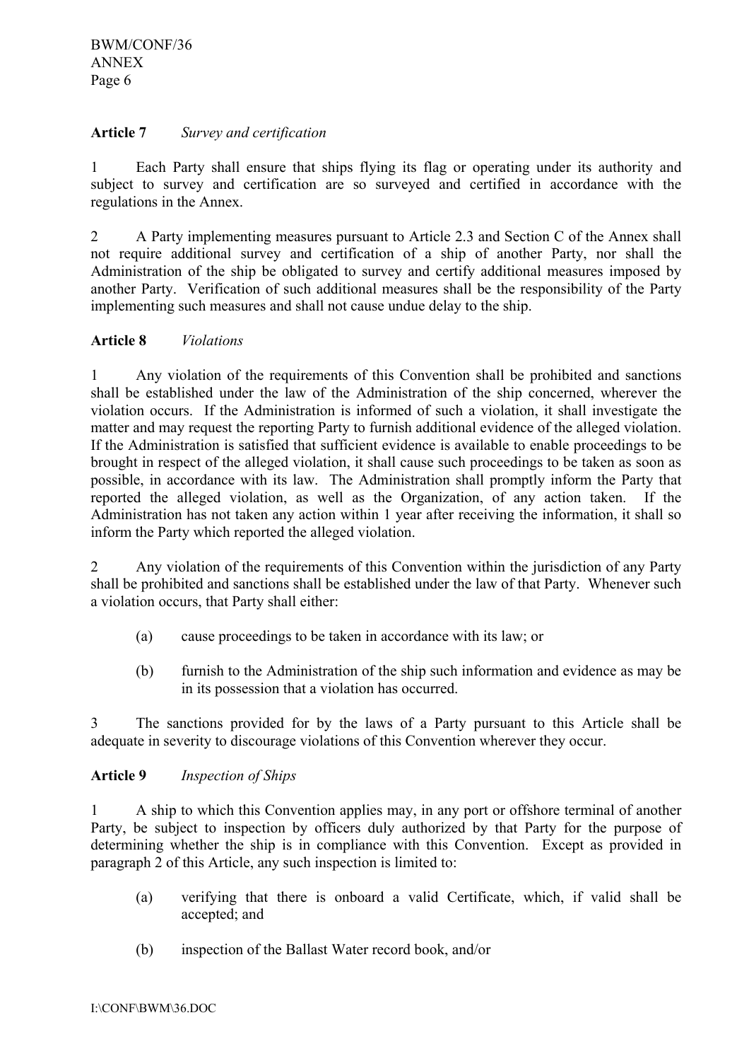**Article 7** *Survey and certification*

1 Each Party shall ensure that ships flying its flag or operating under its authority and subject to survey and certification are so surveyed and certified in accordance with the regulations in the Annex.

2 A Party implementing measures pursuant to Article 2.3 and Section C of the Annex shall not require additional survey and certification of a ship of another Party, nor shall the Administration of the ship be obligated to survey and certify additional measures imposed by another Party. Verification of such additional measures shall be the responsibility of the Party implementing such measures and shall not cause undue delay to the ship.

**Article 8** *Violations*

1 Any violation of the requirements of this Convention shall be prohibited and sanctions shall be established under the law of the Administration of the ship concerned, wherever the violation occurs. If the Administration is informed of such a violation, it shall investigate the matter and may request the reporting Party to furnish additional evidence of the alleged violation. If the Administration is satisfied that sufficient evidence is available to enable proceedings to be brought in respect of the alleged violation, it shall cause such proceedings to be taken as soon as possible, in accordance with its law. The Administration shall promptly inform the Party that reported the alleged violation, as well as the Organization, of any action taken. If the Administration has not taken any action within 1 year after receiving the information, it shall so inform the Party which reported the alleged violation.

2 Any violation of the requirements of this Convention within the jurisdiction of any Party shall be prohibited and sanctions shall be established under the law of that Party. Whenever such a violation occurs, that Party shall either:

(a) cause proceedings to be taken in accordance with its law; or

(b) furnish to the Administration of the ship such information and evidence as may be in its possession that a violation has occurred.

3 The sanctions provided for by the laws of a Party pursuant to this Article shall be adequate in severity to discourage violations of this Convention wherever they occur.

**Article 9** *Inspection of Ships*

1 A ship to which this Convention applies may, in any port or offshore terminal of another Party, be subject to inspection by officers duly authorized by that Party for the purpose of determining whether the ship is in compliance with this Convention. Except as provided in paragraph 2 of this Article, any such inspection is limited to:

(a) verifying that there is onboard a valid Certificate, which, if valid shall be accepted; and

(b) inspection of the Ballast Water record book, and/or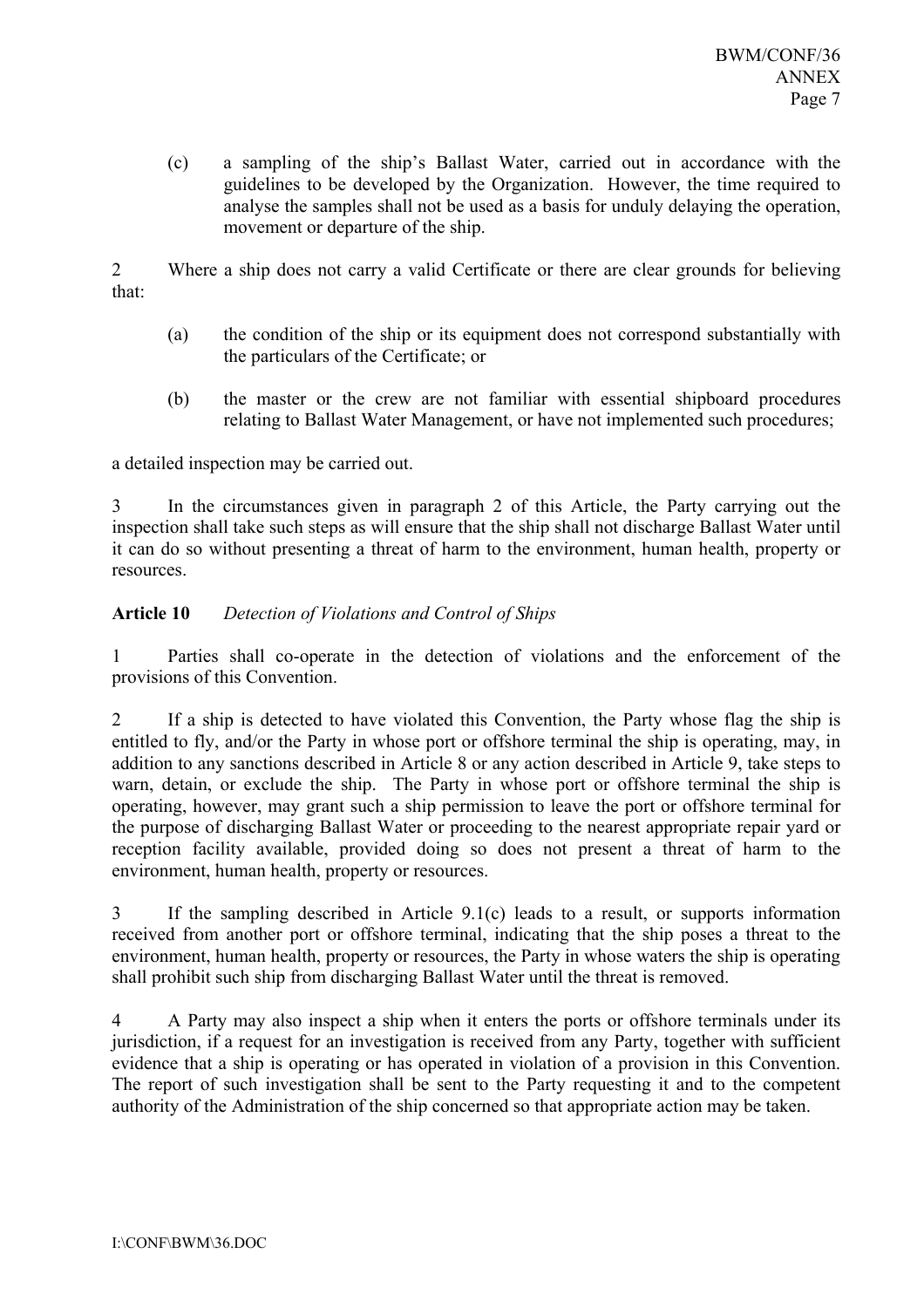(c) a sampling of the ship's Ballast Water, carried out in accordance with the guidelines to be developed by the Organization. However, the time required to analyse the samples shall not be used as a basis for unduly delaying the operation, movement or departure of the ship.

2 Where a ship does not carry a valid Certificate or there are clear grounds for believing that:

(a) the condition of the ship or its equipment does not correspond substantially with the particulars of the Certificate; or

(b) the master or the crew are not familiar with essential shipboard procedures relating to Ballast Water Management, or have not implemented such procedures;

a detailed inspection may be carried out.

3 In the circumstances given in paragraph 2 of this Article, the Party carrying out the inspection shall take such steps as will ensure that the ship shall not discharge Ballast Water until it can do so without presenting a threat of harm to the environment, human health, property or resources.

**Article 10** *Detection of Violations and Control of Ships*

1 Parties shall co-operate in the detection of violations and the enforcement of the provisions of this Convention.

2 If a ship is detected to have violated this Convention, the Party whose flag the ship is entitled to fly, and/or the Party in whose port or offshore terminal the ship is operating, may, in addition to any sanctions described in Article 8 or any action described in Article 9, take steps to warn, detain, or exclude the ship. The Party in whose port or offshore terminal the ship is operating, however, may grant such a ship permission to leave the port or offshore terminal for the purpose of discharging Ballast Water or proceeding to the nearest appropriate repair yard or reception facility available, provided doing so does not present a threat of harm to the environment, human health, property or resources.

3 If the sampling described in Article 9.1(c) leads to a result, or supports information received from another port or offshore terminal, indicating that the ship poses a threat to the environment, human health, property or resources, the Party in whose waters the ship is operating shall prohibit such ship from discharging Ballast Water until the threat is removed.

4 A Party may also inspect a ship when it enters the ports or offshore terminals under its jurisdiction, if a request for an investigation is received from any Party, together with sufficient evidence that a ship is operating or has operated in violation of a provision in this Convention. The report of such investigation shall be sent to the Party requesting it and to the competent authority of the Administration of the ship concerned so that appropriate action may be taken.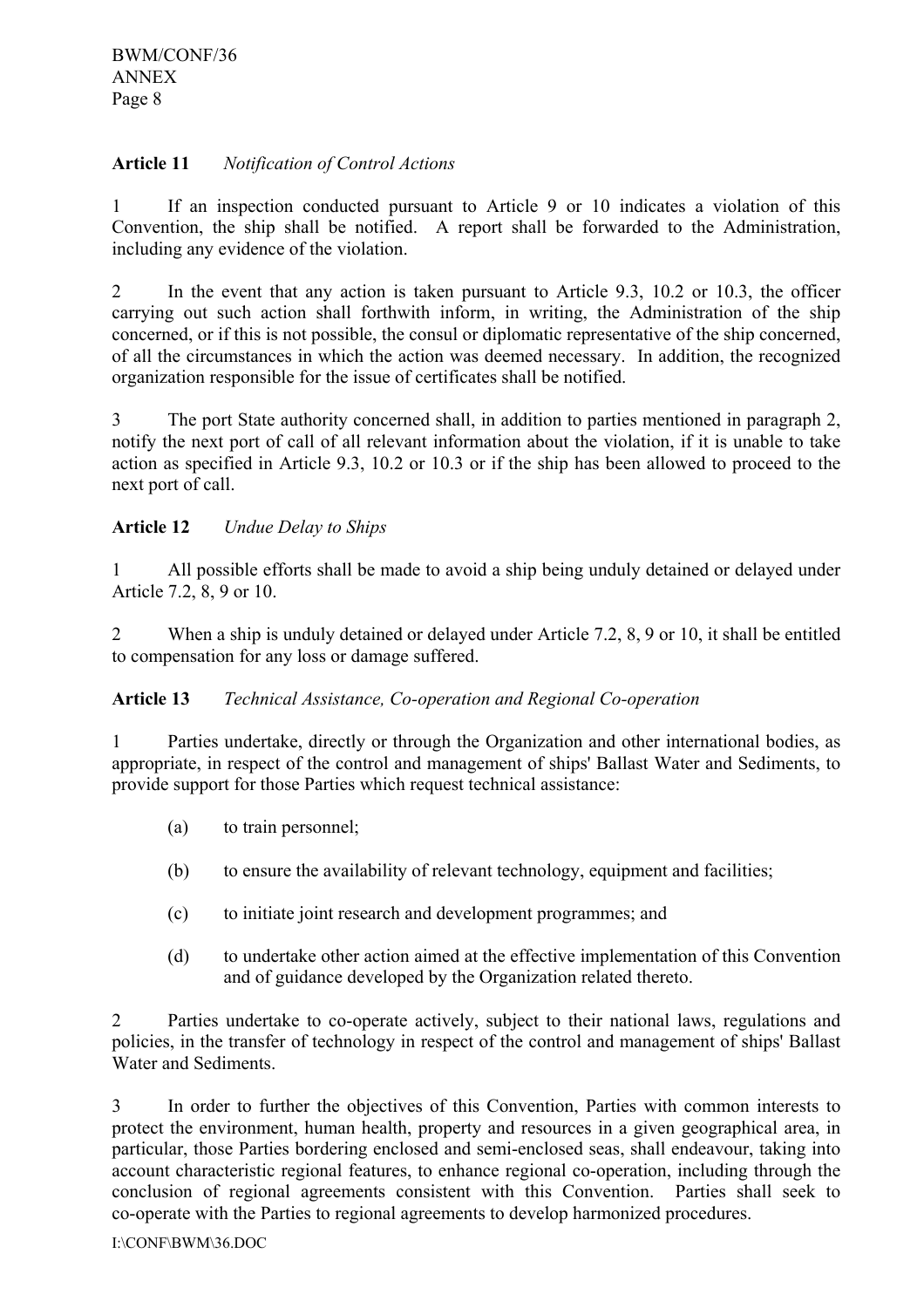**Article 11** *Notification of Control Actions*

1 If an inspection conducted pursuant to Article 9 or 10 indicates a violation of this Convention, the ship shall be notified. A report shall be forwarded to the Administration, including any evidence of the violation.

2 In the event that any action is taken pursuant to Article 9.3, 10.2 or 10.3, the officer carrying out such action shall forthwith inform, in writing, the Administration of the ship concerned, or if this is not possible, the consul or diplomatic representative of the ship concerned, of all the circumstances in which the action was deemed necessary. In addition, the recognized organization responsible for the issue of certificates shall be notified.

3 The port State authority concerned shall, in addition to parties mentioned in paragraph 2, notify the next port of call of all relevant information about the violation, if it is unable to take action as specified in Article 9.3, 10.2 or 10.3 or if the ship has been allowed to proceed to the next port of call.

**Article 12** *Undue Delay to Ships*

1 All possible efforts shall be made to avoid a ship being unduly detained or delayed under Article 7.2, 8, 9 or 10.

2 When a ship is unduly detained or delayed under Article 7.2, 8, 9 or 10, it shall be entitled to compensation for any loss or damage suffered.

**Article 13** *Technical Assistance, Co-operation and Regional Co-operation*

1 Parties undertake, directly or through the Organization and other international bodies, as appropriate, in respect of the control and management of ships' Ballast Water and Sediments, to provide support for those Parties which request technical assistance:

(a) to train personnel;

(b) to ensure the availability of relevant technology, equipment and facilities;

(c) to initiate joint research and development programmes; and

(d) to undertake other action aimed at the effective implementation of this Convention and of guidance developed by the Organization related thereto.

2 Parties undertake to co-operate actively, subject to their national laws, regulations and policies, in the transfer of technology in respect of the control and management of ships' Ballast Water and Sediments.

3 In order to further the objectives of this Convention, Parties with common interests to protect the environment, human health, property and resources in a given geographical area, in particular, those Parties bordering enclosed and semi-enclosed seas, shall endeavour, taking into account characteristic regional features, to enhance regional co-operation, including through the conclusion of regional agreements consistent with this Convention. Parties shall seek to co-operate with the Parties to regional agreements to develop harmonized procedures.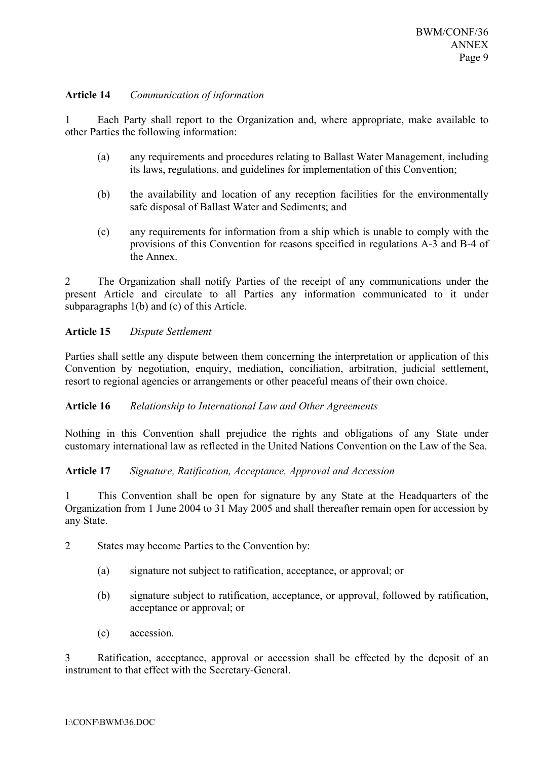**Article 14** *Communication of information*

1 Each Party shall report to the Organization and, where appropriate, make available to other Parties the following information:

(a) any requirements and procedures relating to Ballast Water Management, including its laws, regulations, and guidelines for implementation of this Convention;

(b) the availability and location of any reception facilities for the environmentally safe disposal of Ballast Water and Sediments; and

(c) any requirements for information from a ship which is unable to comply with the provisions of this Convention for reasons specified in regulations A-3 and B-4 of the Annex.

2 The Organization shall notify Parties of the receipt of any communications under the present Article and circulate to all Parties any information communicated to it under subparagraphs 1(b) and (c) of this Article.

**Article 15** *Dispute Settlement*

Parties shall settle any dispute between them concerning the interpretation or application of this Convention by negotiation, enquiry, mediation, conciliation, arbitration, judicial settlement, resort to regional agencies or arrangements or other peaceful means of their own choice.

**Article 16** *Relationship to International Law and Other Agreements*

Nothing in this Convention shall prejudice the rights and obligations of any State under customary international law as reflected in the United Nations Convention on the Law of the Sea.

**Article 17** *Signature, Ratification, Acceptance, Approval and Accession*

1 This Convention shall be open for signature by any State at the Headquarters of the Organization from 1 June 2004 to 31 May 2005 and shall thereafter remain open for accession by any State.

2 States may become Parties to the Convention by:

(a) signature not subject to ratification, acceptance, or approval; or

(b) signature subject to ratification, acceptance, or approval, followed by ratification, acceptance or approval; or

(c) accession.

3 Ratification, acceptance, approval or accession shall be effected by the deposit of an instrument to that effect with the Secretary-General.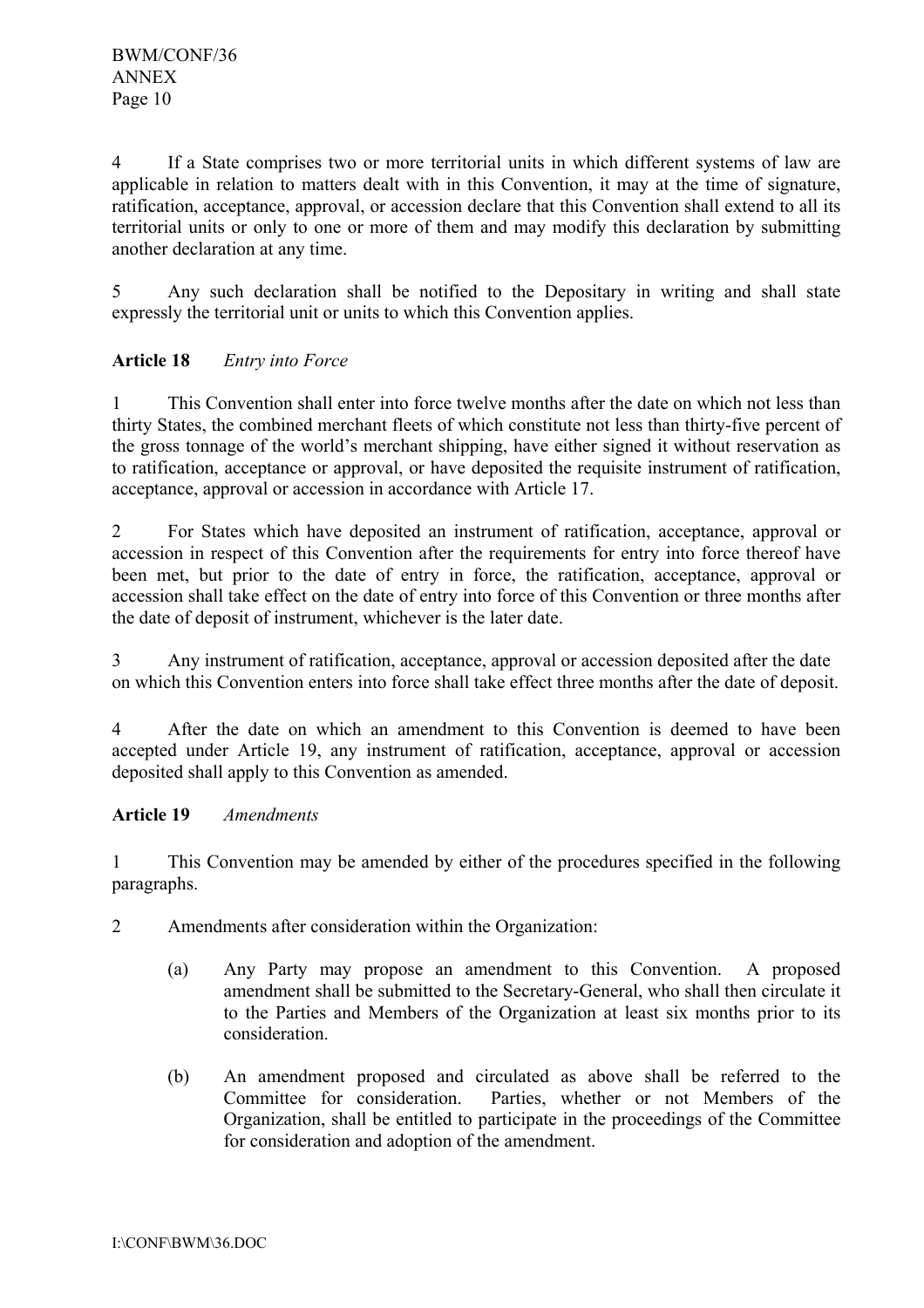4 If a State comprises two or more territorial units in which different systems of law are applicable in relation to matters dealt with in this Convention, it may at the time of signature, ratification, acceptance, approval, or accession declare that this Convention shall extend to all its territorial units or only to one or more of them and may modify this declaration by submitting another declaration at any time.

5 Any such declaration shall be notified to the Depositary in writing and shall state expressly the territorial unit or units to which this Convention applies.

**Article 18** *Entry into Force*

1 This Convention shall enter into force twelve months after the date on which not less than thirty States, the combined merchant fleets of which constitute not less than thirty-five percent of the gross tonnage of the world's merchant shipping, have either signed it without reservation as to ratification, acceptance or approval, or have deposited the requisite instrument of ratification, acceptance, approval or accession in accordance with Article 17.

2 For States which have deposited an instrument of ratification, acceptance, approval or accession in respect of this Convention after the requirements for entry into force thereof have been met, but prior to the date of entry in force, the ratification, acceptance, approval or accession shall take effect on the date of entry into force of this Convention or three months after the date of deposit of instrument, whichever is the later date.

3 Any instrument of ratification, acceptance, approval or accession deposited after the date on which this Convention enters into force shall take effect three months after the date of deposit.

4 After the date on which an amendment to this Convention is deemed to have been accepted under Article 19, any instrument of ratification, acceptance, approval or accession deposited shall apply to this Convention as amended.

**Article 19** *Amendments*

1 This Convention may be amended by either of the procedures specified in the following paragraphs.

2 Amendments after consideration within the Organization:

(a) Any Party may propose an amendment to this Convention. A proposed amendment shall be submitted to the Secretary-General, who shall then circulate it to the Parties and Members of the Organization at least six months prior to its consideration.

(b) An amendment proposed and circulated as above shall be referred to the Committee for consideration. Parties, whether or not Members of the Organization, shall be entitled to participate in the proceedings of the Committee for consideration and adoption of the amendment.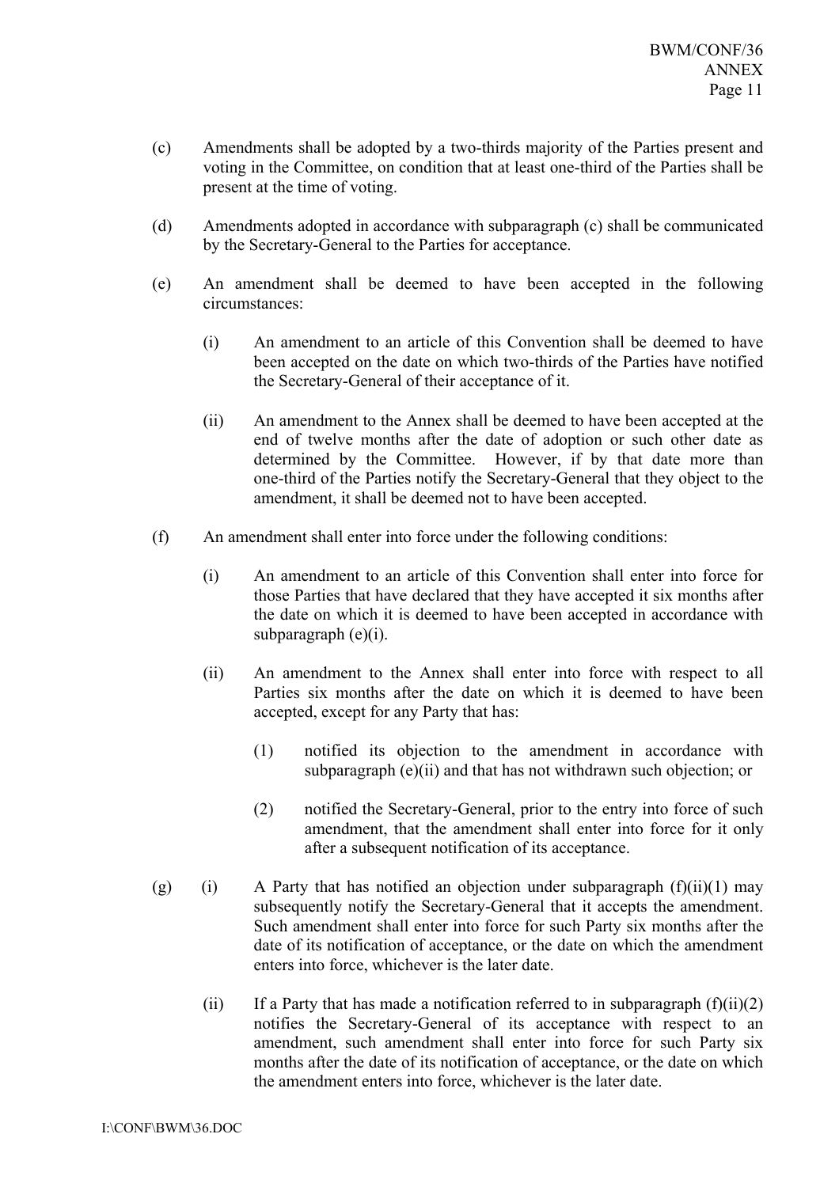(c) Amendments shall be adopted by a two-thirds majority of the Parties present and voting in the Committee, on condition that at least one-third of the Parties shall be present at the time of voting.

(d) Amendments adopted in accordance with subparagraph (c) shall be communicated by the Secretary-General to the Parties for acceptance.

(e) An amendment shall be deemed to have been accepted in the following circumstances:

(i) An amendment to an article of this Convention shall be deemed to have been accepted on the date on which two-thirds of the Parties have notified the Secretary-General of their acceptance of it.

(ii) An amendment to the Annex shall be deemed to have been accepted at the end of twelve months after the date of adoption or such other date as determined by the Committee. However, if by that date more than one-third of the Parties notify the Secretary-General that they object to the amendment, it shall be deemed not to have been accepted.

(f) An amendment shall enter into force under the following conditions:

(i) An amendment to an article of this Convention shall enter into force for those Parties that have declared that they have accepted it six months after the date on which it is deemed to have been accepted in accordance with subparagraph (e)(i).

(ii) An amendment to the Annex shall enter into force with respect to all Parties six months after the date on which it is deemed to have been accepted, except for any Party that has:

(1) notified its objection to the amendment in accordance with subparagraph (e)(ii) and that has not withdrawn such objection; or

(2) notified the Secretary-General, prior to the entry into force of such amendment, that the amendment shall enter into force for it only after a subsequent notification of its acceptance.

(g) (i) A Party that has notified an objection under subparagraph (f)(ii)(1) may subsequently notify the Secretary-General that it accepts the amendment. Such amendment shall enter into force for such Party six months after the date of its notification of acceptance, or the date on which the amendment enters into force, whichever is the later date.

(ii) If a Party that has made a notification referred to in subparagraph (f)(ii)(2) notifies the Secretary-General of its acceptance with respect to an amendment, such amendment shall enter into force for such Party six months after the date of its notification of acceptance, or the date on which the amendment enters into force, whichever is the later date.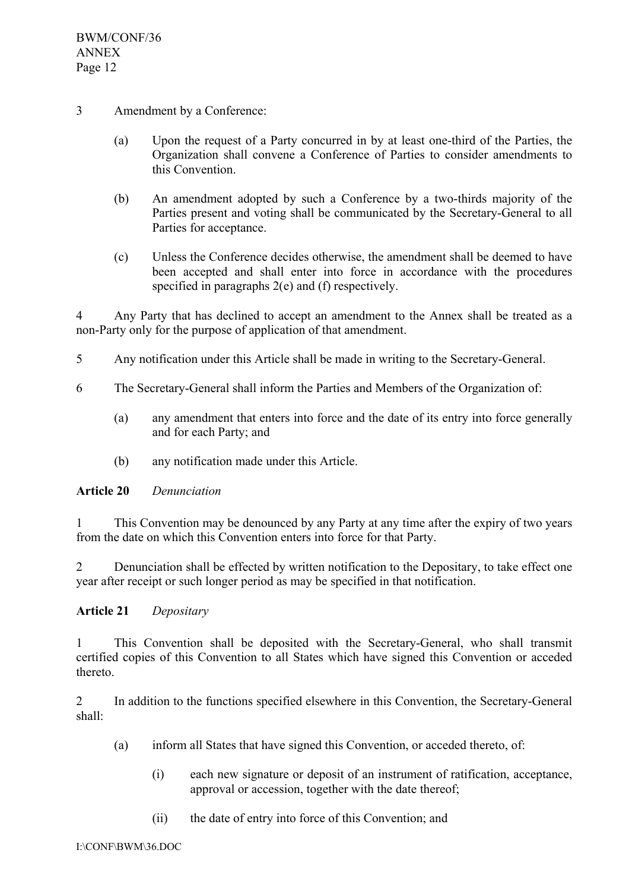3 Amendment by a Conference:

(a) Upon the request of a Party concurred in by at least one-third of the Parties, the Organization shall convene a Conference of Parties to consider amendments to this Convention.

(b) An amendment adopted by such a Conference by a two-thirds majority of the Parties present and voting shall be communicated by the Secretary-General to all Parties for acceptance.

(c) Unless the Conference decides otherwise, the amendment shall be deemed to have been accepted and shall enter into force in accordance with the procedures specified in paragraphs 2(e) and (f) respectively.

4 Any Party that has declined to accept an amendment to the Annex shall be treated as a non-Party only for the purpose of application of that amendment.

5 Any notification under this Article shall be made in writing to the Secretary-General.

6 The Secretary-General shall inform the Parties and Members of the Organization of:

(a) any amendment that enters into force and the date of its entry into force generally and for each Party; and

(b) any notification made under this Article.

**Article 20** *Denunciation*

1 This Convention may be denounced by any Party at any time after the expiry of two years from the date on which this Convention enters into force for that Party.

2 Denunciation shall be effected by written notification to the Depositary, to take effect one year after receipt or such longer period as may be specified in that notification.

**Article 21** *Depositary*

1 This Convention shall be deposited with the Secretary-General, who shall transmit certified copies of this Convention to all States which have signed this Convention or acceded thereto.

2 In addition to the functions specified elsewhere in this Convention, the Secretary-General shall:

(a) inform all States that have signed this Convention, or acceded thereto, of:

(i) each new signature or deposit of an instrument of ratification, acceptance, approval or accession, together with the date thereof;

(ii) the date of entry into force of this Convention; and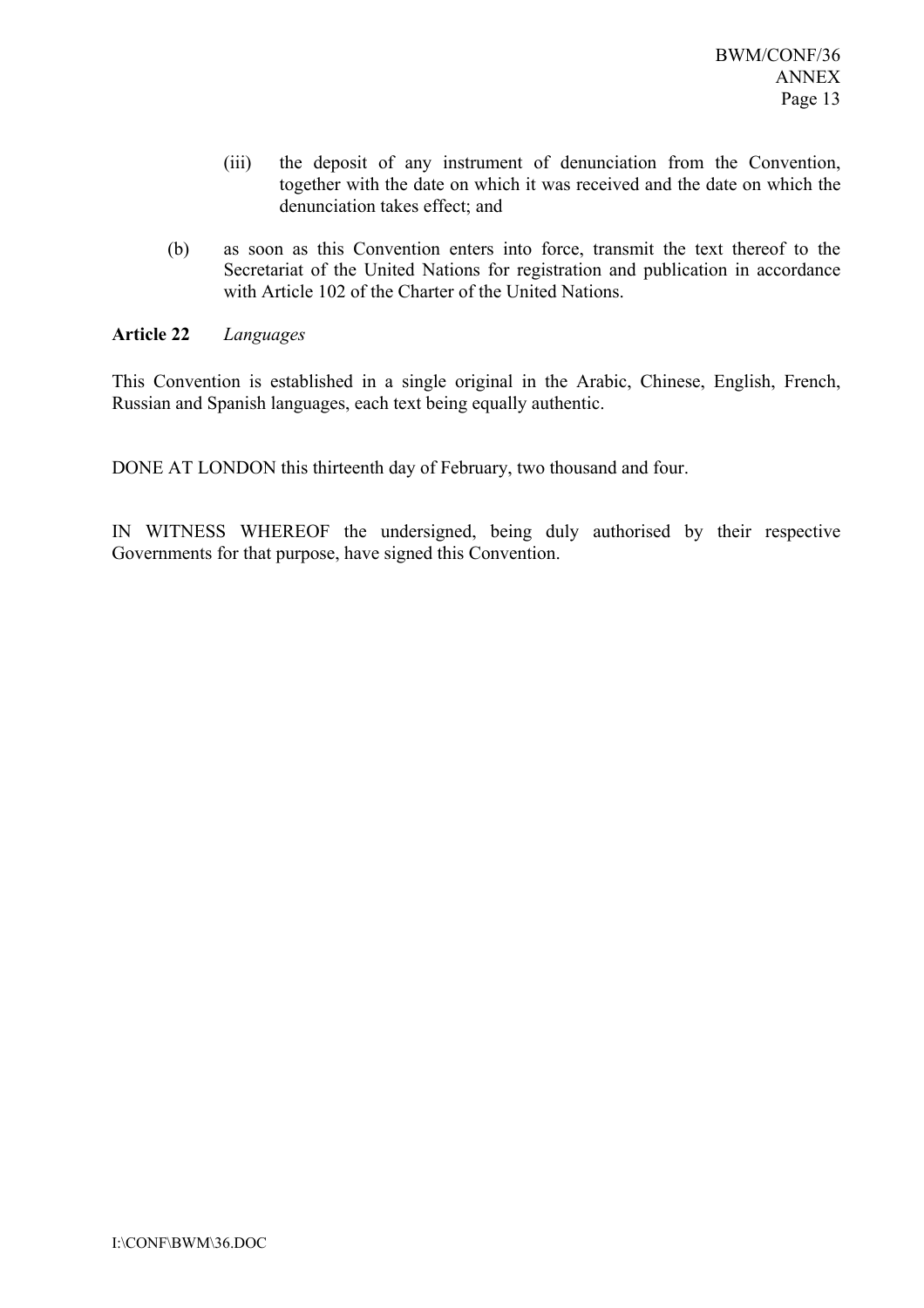(iii) the deposit of any instrument of denunciation from the Convention, together with the date on which it was received and the date on which the denunciation takes effect; and

(b) as soon as this Convention enters into force, transmit the text thereof to the Secretariat of the United Nations for registration and publication in accordance with Article 102 of the Charter of the United Nations.

**Article 22** *Languages*

This Convention is established in a single original in the Arabic, Chinese, English, French, Russian and Spanish languages, each text being equally authentic.

DONE AT LONDON this thirteenth day of February, two thousand and four.

IN WITNESS WHEREOF the undersigned, being duly authorised by their respective Governments for that purpose, have signed this Convention.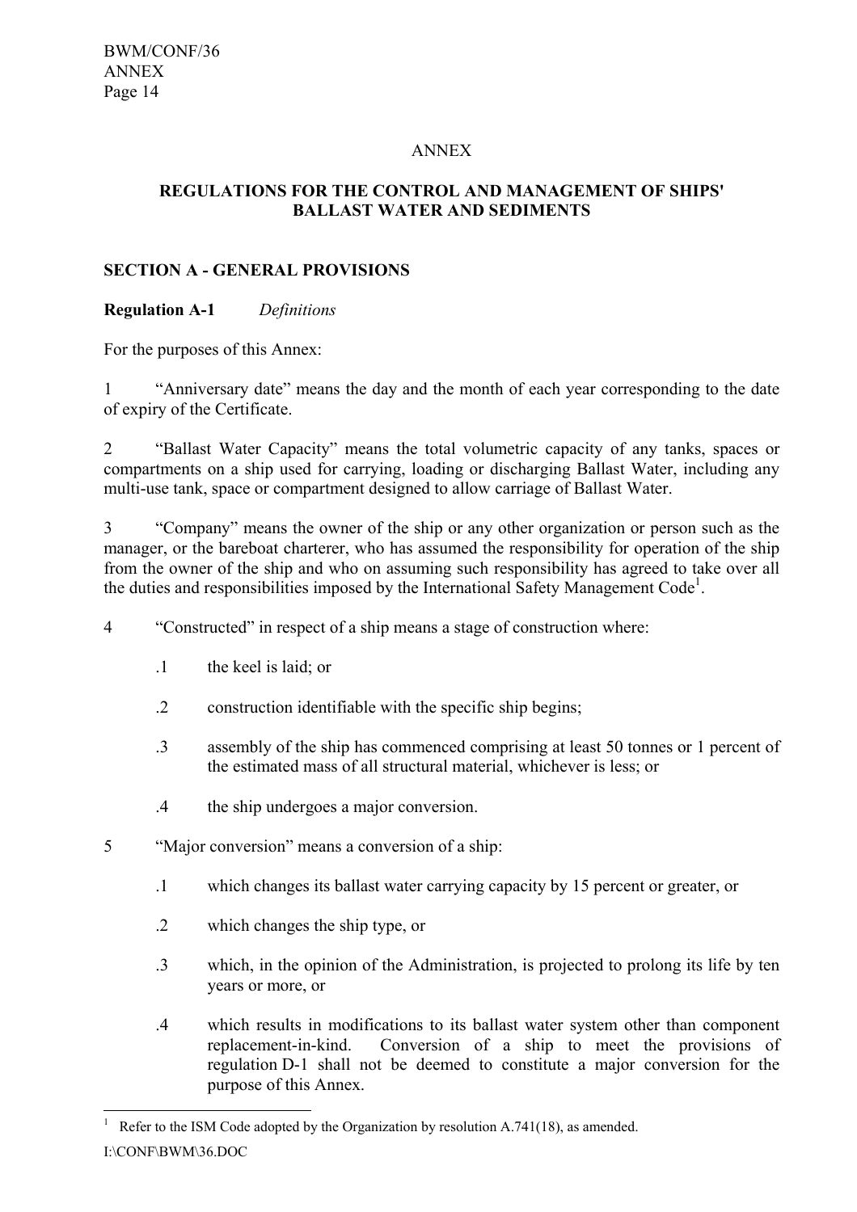ANNEX

## REGULATIONS FOR THE CONTROL AND MANAGEMENT OF SHIPS' BALLAST WATER AND SEDIMENTS

### SECTION A - GENERAL PROVISIONS

**Regulation A-1** *Definitions*

For the purposes of this Annex:

1 "Anniversary date" means the day and the month of each year corresponding to the date of expiry of the Certificate.

2 "Ballast Water Capacity" means the total volumetric capacity of any tanks, spaces or compartments on a ship used for carrying, loading or discharging Ballast Water, including any multi-use tank, space or compartment designed to allow carriage of Ballast Water.

3 "Company" means the owner of the ship or any other organization or person such as the manager, or the bareboat charterer, who has assumed the responsibility for operation of the ship from the owner of the ship and who on assuming such responsibility has agreed to take over all the duties and responsibilities imposed by the International Safety Management Code[1].

4 "Constructed" in respect of a ship means a stage of construction where:

.1 the keel is laid; or

.2 construction identifiable with the specific ship begins;

.3 assembly of the ship has commenced comprising at least 50 tonnes or 1 percent of the estimated mass of all structural material, whichever is less; or

.4 the ship undergoes a major conversion.

5 "Major conversion" means a conversion of a ship:

.1 which changes its ballast water carrying capacity by 15 percent or greater, or

.2 which changes the ship type, or

.3 which, in the opinion of the Administration, is projected to prolong its life by ten years or more, or

.4 which results in modifications to its ballast water system other than component replacement-in-kind. Conversion of a ship to meet the provisions of regulation D-1 shall not be deemed to constitute a major conversion for the purpose of this Annex.

---

[1] Refer to the ISM Code adopted by the Organization by resolution A.741(18), as amended.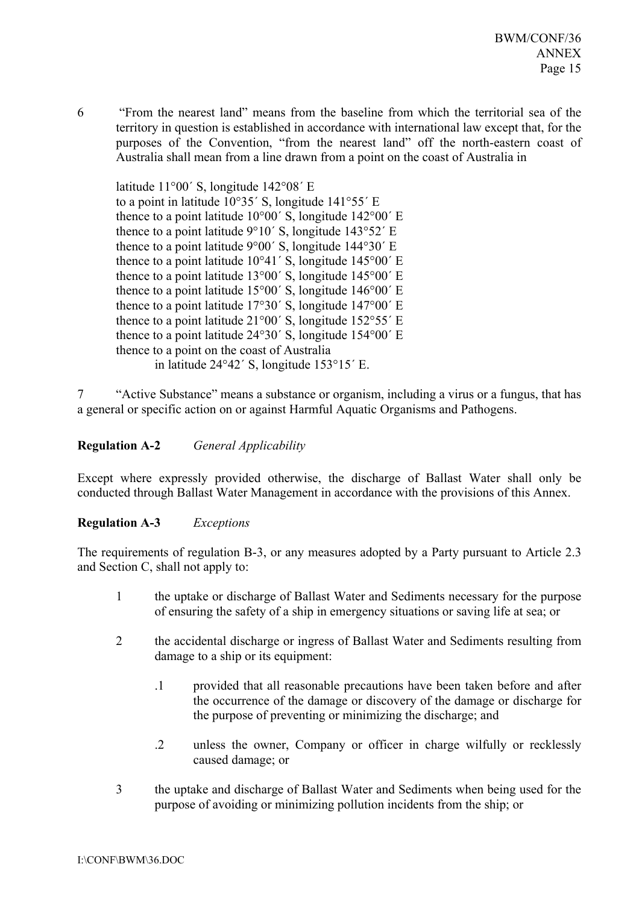6 "From the nearest land" means from the baseline from which the territorial sea of the territory in question is established in accordance with international law except that, for the purposes of the Convention, "from the nearest land" off the north-eastern coast of Australia shall mean from a line drawn from a point on the coast of Australia in

latitude 11°00´ S, longitude 142°08´ E
to a point in latitude 10°35´ S, longitude 141°55´ E
thence to a point latitude 10°00´ S, longitude 142°00´ E
thence to a point latitude 9°10´ S, longitude 143°52´ E
thence to a point latitude 9°00´ S, longitude 144°30´ E
thence to a point latitude 10°41´ S, longitude 145°00´ E
thence to a point latitude 13°00´ S, longitude 145°00´ E
thence to a point latitude 15°00´ S, longitude 146°00´ E
thence to a point latitude 17°30´ S, longitude 147°00´ E
thence to a point latitude 21°00´ S, longitude 152°55´ E
thence to a point latitude 24°30´ S, longitude 154°00´ E
thence to a point on the coast of Australia
in latitude 24°42´ S, longitude 153°15´ E.

7 "Active Substance" means a substance or organism, including a virus or a fungus, that has a general or specific action on or against Harmful Aquatic Organisms and Pathogens.

**Regulation A-2** *General Applicability*

Except where expressly provided otherwise, the discharge of Ballast Water shall only be conducted through Ballast Water Management in accordance with the provisions of this Annex.

**Regulation A-3** *Exceptions*

The requirements of regulation B-3, or any measures adopted by a Party pursuant to Article 2.3 and Section C, shall not apply to:

1 the uptake or discharge of Ballast Water and Sediments necessary for the purpose of ensuring the safety of a ship in emergency situations or saving life at sea; or

2 the accidental discharge or ingress of Ballast Water and Sediments resulting from damage to a ship or its equipment:

  .1 provided that all reasonable precautions have been taken before and after the occurrence of the damage or discovery of the damage or discharge for the purpose of preventing or minimizing the discharge; and

  .2 unless the owner, Company or officer in charge wilfully or recklessly caused damage; or

3 the uptake and discharge of Ballast Water and Sediments when being used for the purpose of avoiding or minimizing pollution incidents from the ship; or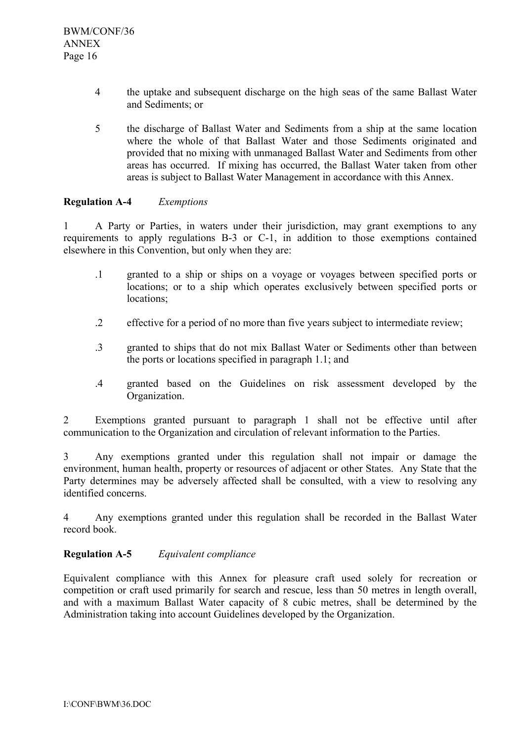4 the uptake and subsequent discharge on the high seas of the same Ballast Water and Sediments; or

5 the discharge of Ballast Water and Sediments from a ship at the same location where the whole of that Ballast Water and those Sediments originated and provided that no mixing with unmanaged Ballast Water and Sediments from other areas has occurred. If mixing has occurred, the Ballast Water taken from other areas is subject to Ballast Water Management in accordance with this Annex.

**Regulation A-4** *Exemptions*

1 A Party or Parties, in waters under their jurisdiction, may grant exemptions to any requirements to apply regulations B-3 or C-1, in addition to those exemptions contained elsewhere in this Convention, but only when they are:

.1 granted to a ship or ships on a voyage or voyages between specified ports or locations; or to a ship which operates exclusively between specified ports or locations;

.2 effective for a period of no more than five years subject to intermediate review;

.3 granted to ships that do not mix Ballast Water or Sediments other than between the ports or locations specified in paragraph 1.1; and

.4 granted based on the Guidelines on risk assessment developed by the Organization.

2 Exemptions granted pursuant to paragraph 1 shall not be effective until after communication to the Organization and circulation of relevant information to the Parties.

3 Any exemptions granted under this regulation shall not impair or damage the environment, human health, property or resources of adjacent or other States. Any State that the Party determines may be adversely affected shall be consulted, with a view to resolving any identified concerns.

4 Any exemptions granted under this regulation shall be recorded in the Ballast Water record book.

**Regulation A-5** *Equivalent compliance*

Equivalent compliance with this Annex for pleasure craft used solely for recreation or competition or craft used primarily for search and rescue, less than 50 metres in length overall, and with a maximum Ballast Water capacity of 8 cubic metres, shall be determined by the Administration taking into account Guidelines developed by the Organization.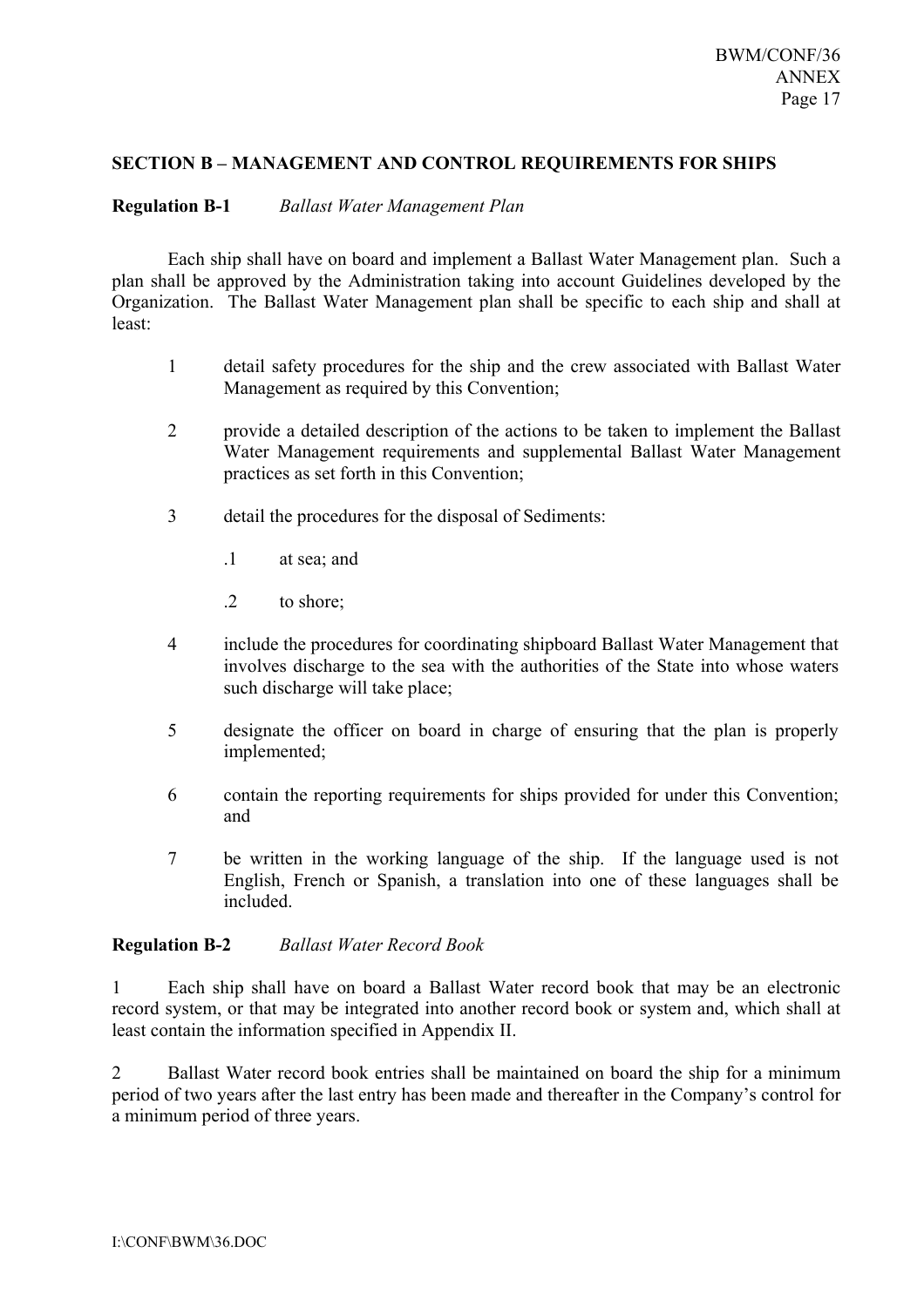## SECTION B – MANAGEMENT AND CONTROL REQUIREMENTS FOR SHIPS

**Regulation B-1** *Ballast Water Management Plan*

Each ship shall have on board and implement a Ballast Water Management plan. Such a plan shall be approved by the Administration taking into account Guidelines developed by the Organization. The Ballast Water Management plan shall be specific to each ship and shall at least:

1 detail safety procedures for the ship and the crew associated with Ballast Water Management as required by this Convention;

2 provide a detailed description of the actions to be taken to implement the Ballast Water Management requirements and supplemental Ballast Water Management practices as set forth in this Convention;

3 detail the procedures for the disposal of Sediments:

  .1 at sea; and

  .2 to shore;

4 include the procedures for coordinating shipboard Ballast Water Management that involves discharge to the sea with the authorities of the State into whose waters such discharge will take place;

5 designate the officer on board in charge of ensuring that the plan is properly implemented;

6 contain the reporting requirements for ships provided for under this Convention; and

7 be written in the working language of the ship. If the language used is not English, French or Spanish, a translation into one of these languages shall be included.

**Regulation B-2** *Ballast Water Record Book*

1 Each ship shall have on board a Ballast Water record book that may be an electronic record system, or that may be integrated into another record book or system and, which shall at least contain the information specified in Appendix II.

2 Ballast Water record book entries shall be maintained on board the ship for a minimum period of two years after the last entry has been made and thereafter in the Company's control for a minimum period of three years.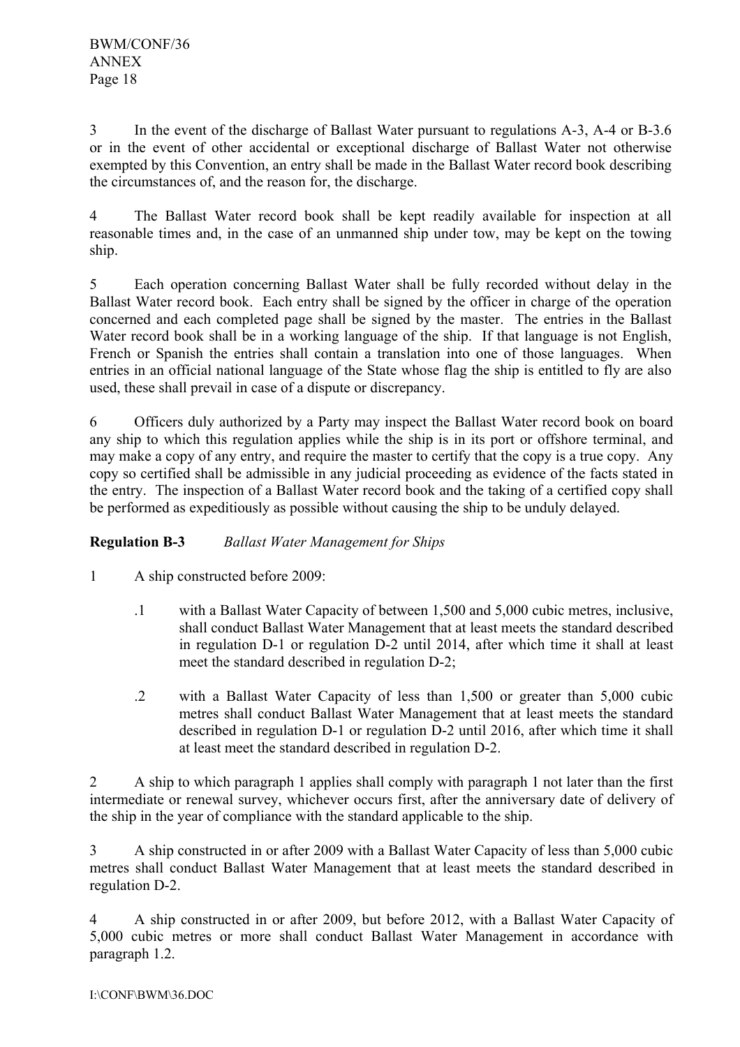3 In the event of the discharge of Ballast Water pursuant to regulations A-3, A-4 or B-3.6 or in the event of other accidental or exceptional discharge of Ballast Water not otherwise exempted by this Convention, an entry shall be made in the Ballast Water record book describing the circumstances of, and the reason for, the discharge.

4 The Ballast Water record book shall be kept readily available for inspection at all reasonable times and, in the case of an unmanned ship under tow, may be kept on the towing ship.

5 Each operation concerning Ballast Water shall be fully recorded without delay in the Ballast Water record book. Each entry shall be signed by the officer in charge of the operation concerned and each completed page shall be signed by the master. The entries in the Ballast Water record book shall be in a working language of the ship. If that language is not English, French or Spanish the entries shall contain a translation into one of those languages. When entries in an official national language of the State whose flag the ship is entitled to fly are also used, these shall prevail in case of a dispute or discrepancy.

6 Officers duly authorized by a Party may inspect the Ballast Water record book on board any ship to which this regulation applies while the ship is in its port or offshore terminal, and may make a copy of any entry, and require the master to certify that the copy is a true copy. Any copy so certified shall be admissible in any judicial proceeding as evidence of the facts stated in the entry. The inspection of a Ballast Water record book and the taking of a certified copy shall be performed as expeditiously as possible without causing the ship to be unduly delayed.

**Regulation B-3** *Ballast Water Management for Ships*

1 A ship constructed before 2009:

.1 with a Ballast Water Capacity of between 1,500 and 5,000 cubic metres, inclusive, shall conduct Ballast Water Management that at least meets the standard described in regulation D-1 or regulation D-2 until 2014, after which time it shall at least meet the standard described in regulation D-2;

.2 with a Ballast Water Capacity of less than 1,500 or greater than 5,000 cubic metres shall conduct Ballast Water Management that at least meets the standard described in regulation D-1 or regulation D-2 until 2016, after which time it shall at least meet the standard described in regulation D-2.

2 A ship to which paragraph 1 applies shall comply with paragraph 1 not later than the first intermediate or renewal survey, whichever occurs first, after the anniversary date of delivery of the ship in the year of compliance with the standard applicable to the ship.

3 A ship constructed in or after 2009 with a Ballast Water Capacity of less than 5,000 cubic metres shall conduct Ballast Water Management that at least meets the standard described in regulation D-2.

4 A ship constructed in or after 2009, but before 2012, with a Ballast Water Capacity of 5,000 cubic metres or more shall conduct Ballast Water Management in accordance with paragraph 1.2.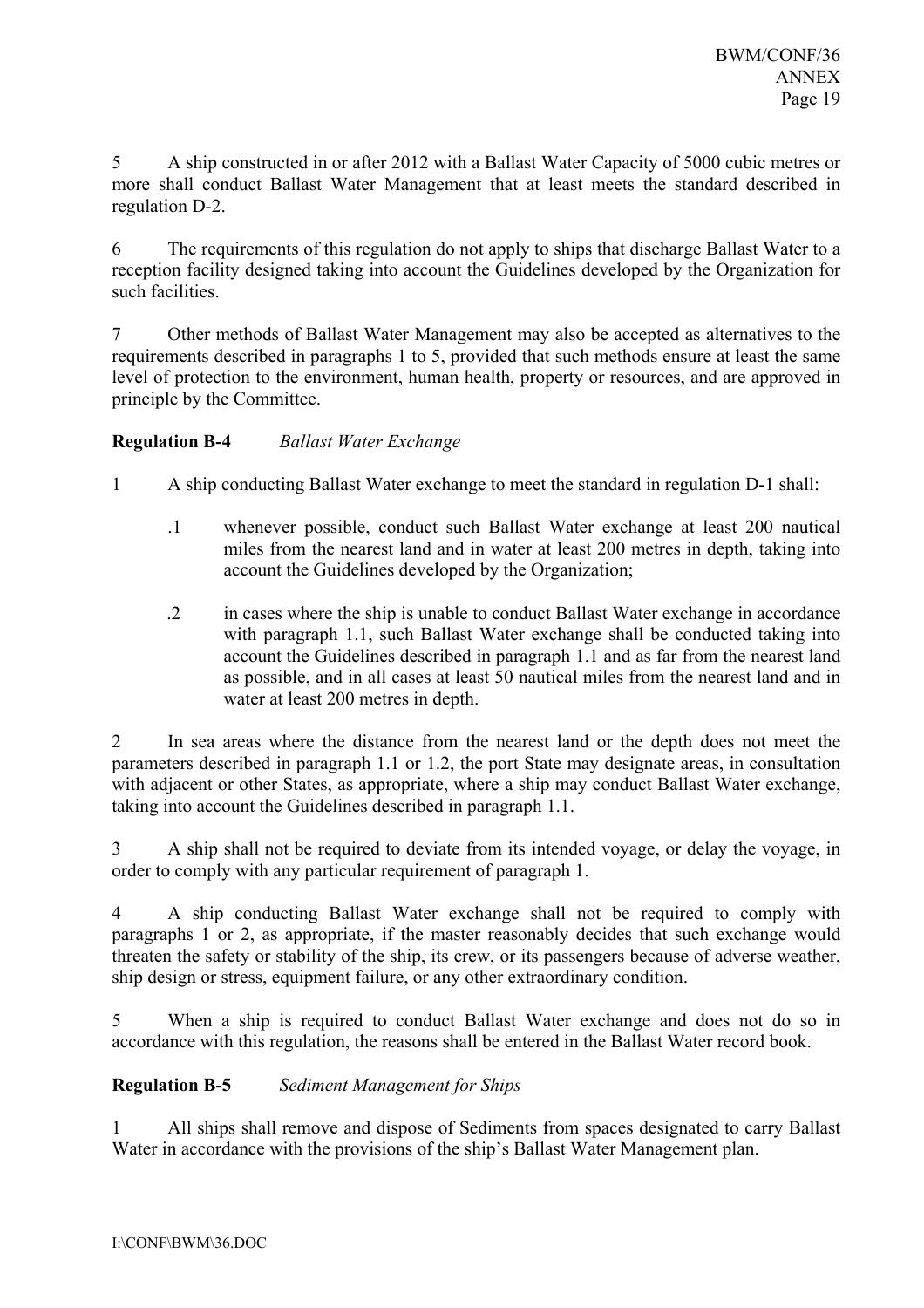5 A ship constructed in or after 2012 with a Ballast Water Capacity of 5000 cubic metres or more shall conduct Ballast Water Management that at least meets the standard described in regulation D-2.

6 The requirements of this regulation do not apply to ships that discharge Ballast Water to a reception facility designed taking into account the Guidelines developed by the Organization for such facilities.

7 Other methods of Ballast Water Management may also be accepted as alternatives to the requirements described in paragraphs 1 to 5, provided that such methods ensure at least the same level of protection to the environment, human health, property or resources, and are approved in principle by the Committee.

**Regulation B-4** *Ballast Water Exchange*

1 A ship conducting Ballast Water exchange to meet the standard in regulation D-1 shall:

.1 whenever possible, conduct such Ballast Water exchange at least 200 nautical miles from the nearest land and in water at least 200 metres in depth, taking into account the Guidelines developed by the Organization;

.2 in cases where the ship is unable to conduct Ballast Water exchange in accordance with paragraph 1.1, such Ballast Water exchange shall be conducted taking into account the Guidelines described in paragraph 1.1 and as far from the nearest land as possible, and in all cases at least 50 nautical miles from the nearest land and in water at least 200 metres in depth.

2 In sea areas where the distance from the nearest land or the depth does not meet the parameters described in paragraph 1.1 or 1.2, the port State may designate areas, in consultation with adjacent or other States, as appropriate, where a ship may conduct Ballast Water exchange, taking into account the Guidelines described in paragraph 1.1.

3 A ship shall not be required to deviate from its intended voyage, or delay the voyage, in order to comply with any particular requirement of paragraph 1.

4 A ship conducting Ballast Water exchange shall not be required to comply with paragraphs 1 or 2, as appropriate, if the master reasonably decides that such exchange would threaten the safety or stability of the ship, its crew, or its passengers because of adverse weather, ship design or stress, equipment failure, or any other extraordinary condition.

5 When a ship is required to conduct Ballast Water exchange and does not do so in accordance with this regulation, the reasons shall be entered in the Ballast Water record book.

**Regulation B-5** *Sediment Management for Ships*

1 All ships shall remove and dispose of Sediments from spaces designated to carry Ballast Water in accordance with the provisions of the ship's Ballast Water Management plan.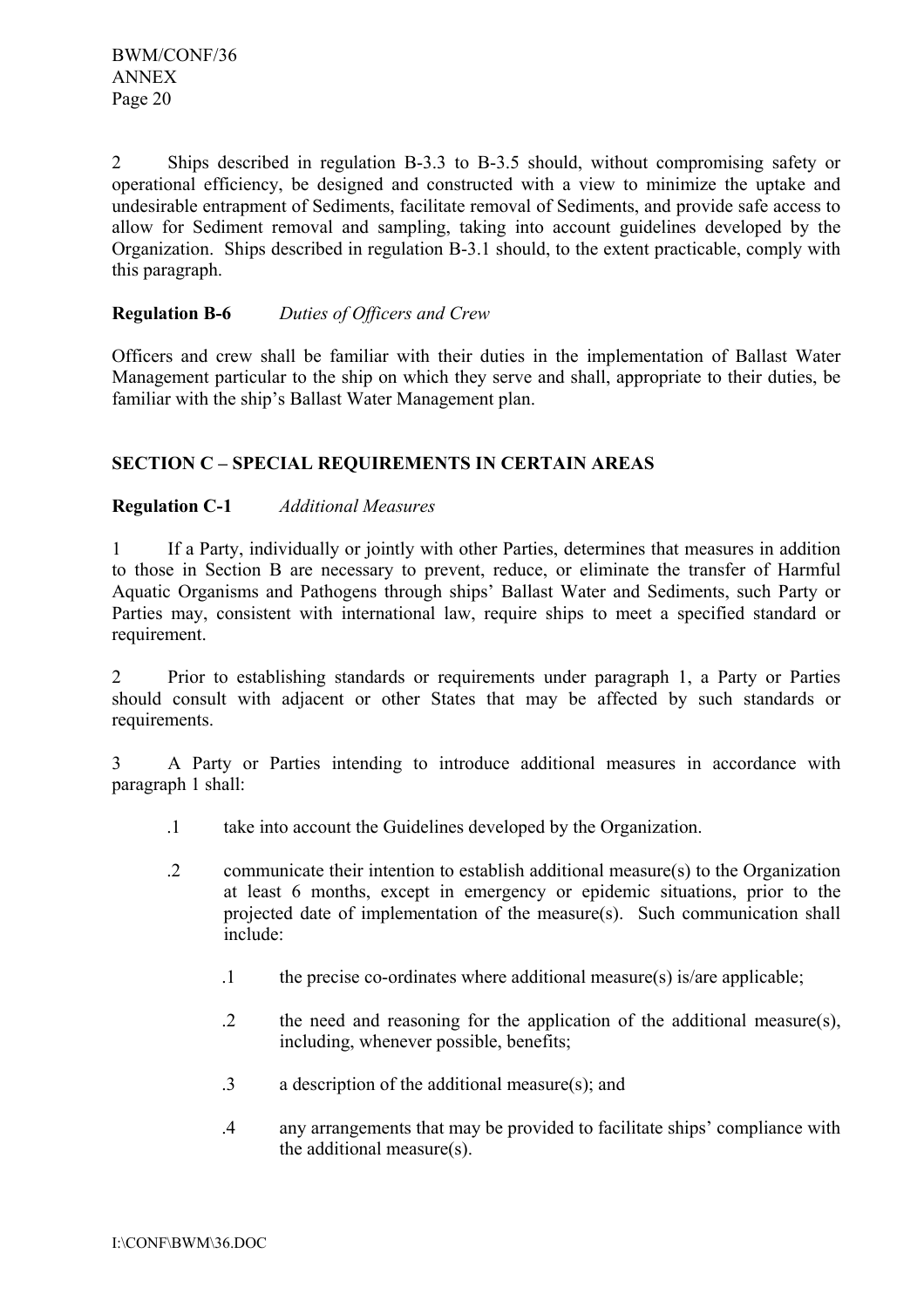2 Ships described in regulation B-3.3 to B-3.5 should, without compromising safety or operational efficiency, be designed and constructed with a view to minimize the uptake and undesirable entrapment of Sediments, facilitate removal of Sediments, and provide safe access to allow for Sediment removal and sampling, taking into account guidelines developed by the Organization. Ships described in regulation B-3.1 should, to the extent practicable, comply with this paragraph.

**Regulation B-6** *Duties of Officers and Crew*

Officers and crew shall be familiar with their duties in the implementation of Ballast Water Management particular to the ship on which they serve and shall, appropriate to their duties, be familiar with the ship's Ballast Water Management plan.

## SECTION C – SPECIAL REQUIREMENTS IN CERTAIN AREAS

**Regulation C-1** *Additional Measures*

1 If a Party, individually or jointly with other Parties, determines that measures in addition to those in Section B are necessary to prevent, reduce, or eliminate the transfer of Harmful Aquatic Organisms and Pathogens through ships' Ballast Water and Sediments, such Party or Parties may, consistent with international law, require ships to meet a specified standard or requirement.

2 Prior to establishing standards or requirements under paragraph 1, a Party or Parties should consult with adjacent or other States that may be affected by such standards or requirements.

3 A Party or Parties intending to introduce additional measures in accordance with paragraph 1 shall:

- .1 take into account the Guidelines developed by the Organization.

- .2 communicate their intention to establish additional measure(s) to the Organization at least 6 months, except in emergency or epidemic situations, prior to the projected date of implementation of the measure(s). Such communication shall include:

  - .1 the precise co-ordinates where additional measure(s) is/are applicable;

  - .2 the need and reasoning for the application of the additional measure(s), including, whenever possible, benefits;

  - .3 a description of the additional measure(s); and

  - .4 any arrangements that may be provided to facilitate ships' compliance with the additional measure(s).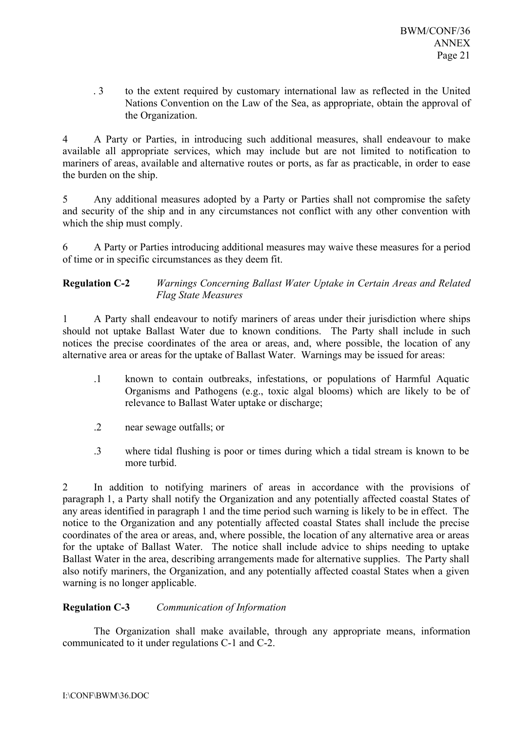.3 to the extent required by customary international law as reflected in the United Nations Convention on the Law of the Sea, as appropriate, obtain the approval of the Organization.

4 A Party or Parties, in introducing such additional measures, shall endeavour to make available all appropriate services, which may include but are not limited to notification to mariners of areas, available and alternative routes or ports, as far as practicable, in order to ease the burden on the ship.

5 Any additional measures adopted by a Party or Parties shall not compromise the safety and security of the ship and in any circumstances not conflict with any other convention with which the ship must comply.

6 A Party or Parties introducing additional measures may waive these measures for a period of time or in specific circumstances as they deem fit.

**Regulation C-2** *Warnings Concerning Ballast Water Uptake in Certain Areas and Related Flag State Measures*

1 A Party shall endeavour to notify mariners of areas under their jurisdiction where ships should not uptake Ballast Water due to known conditions. The Party shall include in such notices the precise coordinates of the area or areas, and, where possible, the location of any alternative area or areas for the uptake of Ballast Water. Warnings may be issued for areas:

.1 known to contain outbreaks, infestations, or populations of Harmful Aquatic Organisms and Pathogens (e.g., toxic algal blooms) which are likely to be of relevance to Ballast Water uptake or discharge;

.2 near sewage outfalls; or

.3 where tidal flushing is poor or times during which a tidal stream is known to be more turbid.

2 In addition to notifying mariners of areas in accordance with the provisions of paragraph 1, a Party shall notify the Organization and any potentially affected coastal States of any areas identified in paragraph 1 and the time period such warning is likely to be in effect. The notice to the Organization and any potentially affected coastal States shall include the precise coordinates of the area or areas, and, where possible, the location of any alternative area or areas for the uptake of Ballast Water. The notice shall include advice to ships needing to uptake Ballast Water in the area, describing arrangements made for alternative supplies. The Party shall also notify mariners, the Organization, and any potentially affected coastal States when a given warning is no longer applicable.

**Regulation C-3** *Communication of Information*

The Organization shall make available, through any appropriate means, information communicated to it under regulations C-1 and C-2.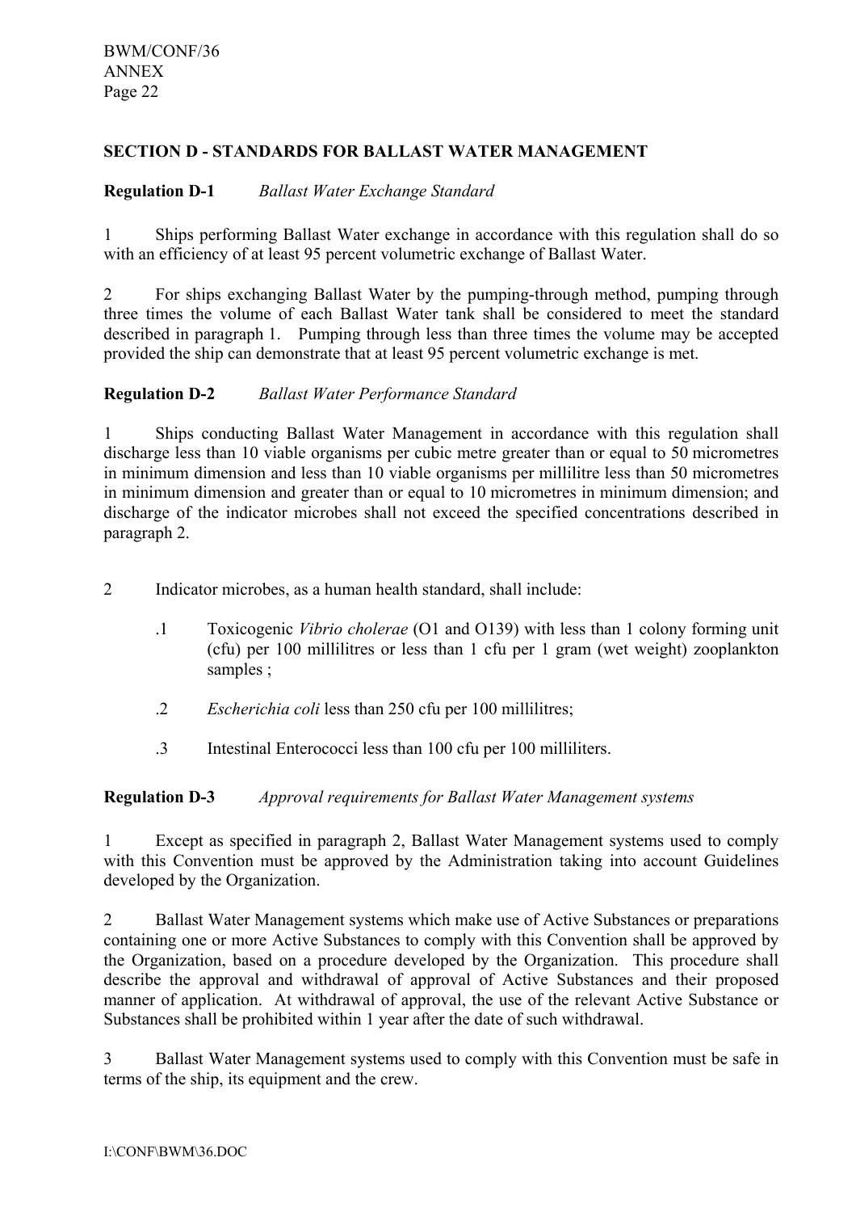## SECTION D - STANDARDS FOR BALLAST WATER MANAGEMENT

**Regulation D-1** *Ballast Water Exchange Standard*

1 Ships performing Ballast Water exchange in accordance with this regulation shall do so with an efficiency of at least 95 percent volumetric exchange of Ballast Water.

2 For ships exchanging Ballast Water by the pumping-through method, pumping through three times the volume of each Ballast Water tank shall be considered to meet the standard described in paragraph 1. Pumping through less than three times the volume may be accepted provided the ship can demonstrate that at least 95 percent volumetric exchange is met.

**Regulation D-2** *Ballast Water Performance Standard*

1 Ships conducting Ballast Water Management in accordance with this regulation shall discharge less than 10 viable organisms per cubic metre greater than or equal to 50 micrometres in minimum dimension and less than 10 viable organisms per millilitre less than 50 micrometres in minimum dimension and greater than or equal to 10 micrometres in minimum dimension; and discharge of the indicator microbes shall not exceed the specified concentrations described in paragraph 2.

2 Indicator microbes, as a human health standard, shall include:

.1 Toxicogenic *Vibrio cholerae* (O1 and O139) with less than 1 colony forming unit (cfu) per 100 millilitres or less than 1 cfu per 1 gram (wet weight) zooplankton samples ;

.2 *Escherichia coli* less than 250 cfu per 100 millilitres;

.3 Intestinal Enterococci less than 100 cfu per 100 milliliters.

**Regulation D-3** *Approval requirements for Ballast Water Management systems*

1 Except as specified in paragraph 2, Ballast Water Management systems used to comply with this Convention must be approved by the Administration taking into account Guidelines developed by the Organization.

2 Ballast Water Management systems which make use of Active Substances or preparations containing one or more Active Substances to comply with this Convention shall be approved by the Organization, based on a procedure developed by the Organization. This procedure shall describe the approval and withdrawal of approval of Active Substances and their proposed manner of application. At withdrawal of approval, the use of the relevant Active Substance or Substances shall be prohibited within 1 year after the date of such withdrawal.

3 Ballast Water Management systems used to comply with this Convention must be safe in terms of the ship, its equipment and the crew.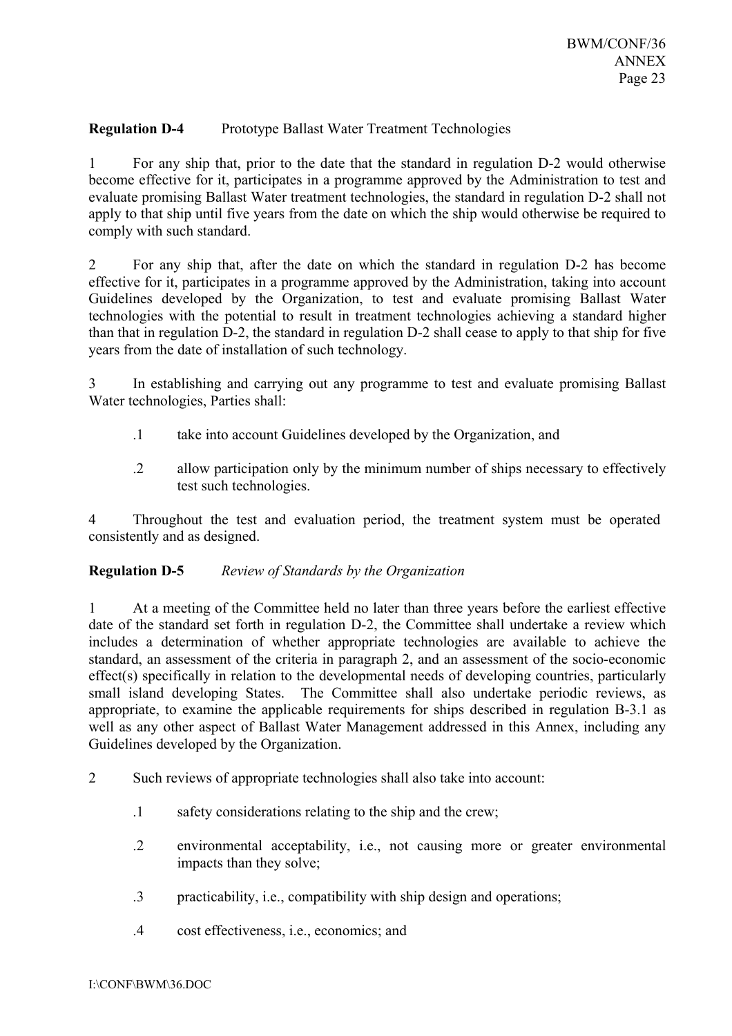**Regulation D-4** Prototype Ballast Water Treatment Technologies

1 For any ship that, prior to the date that the standard in regulation D-2 would otherwise become effective for it, participates in a programme approved by the Administration to test and evaluate promising Ballast Water treatment technologies, the standard in regulation D-2 shall not apply to that ship until five years from the date on which the ship would otherwise be required to comply with such standard.

2 For any ship that, after the date on which the standard in regulation D-2 has become effective for it, participates in a programme approved by the Administration, taking into account Guidelines developed by the Organization, to test and evaluate promising Ballast Water technologies with the potential to result in treatment technologies achieving a standard higher than that in regulation D-2, the standard in regulation D-2 shall cease to apply to that ship for five years from the date of installation of such technology.

3 In establishing and carrying out any programme to test and evaluate promising Ballast Water technologies, Parties shall:

.1 take into account Guidelines developed by the Organization, and

.2 allow participation only by the minimum number of ships necessary to effectively test such technologies.

4 Throughout the test and evaluation period, the treatment system must be operated consistently and as designed.

**Regulation D-5** *Review of Standards by the Organization*

1 At a meeting of the Committee held no later than three years before the earliest effective date of the standard set forth in regulation D-2, the Committee shall undertake a review which includes a determination of whether appropriate technologies are available to achieve the standard, an assessment of the criteria in paragraph 2, and an assessment of the socio-economic effect(s) specifically in relation to the developmental needs of developing countries, particularly small island developing States. The Committee shall also undertake periodic reviews, as appropriate, to examine the applicable requirements for ships described in regulation B-3.1 as well as any other aspect of Ballast Water Management addressed in this Annex, including any Guidelines developed by the Organization.

2 Such reviews of appropriate technologies shall also take into account:

.1 safety considerations relating to the ship and the crew;

.2 environmental acceptability, i.e., not causing more or greater environmental impacts than they solve;

.3 practicability, i.e., compatibility with ship design and operations;

.4 cost effectiveness, i.e., economics; and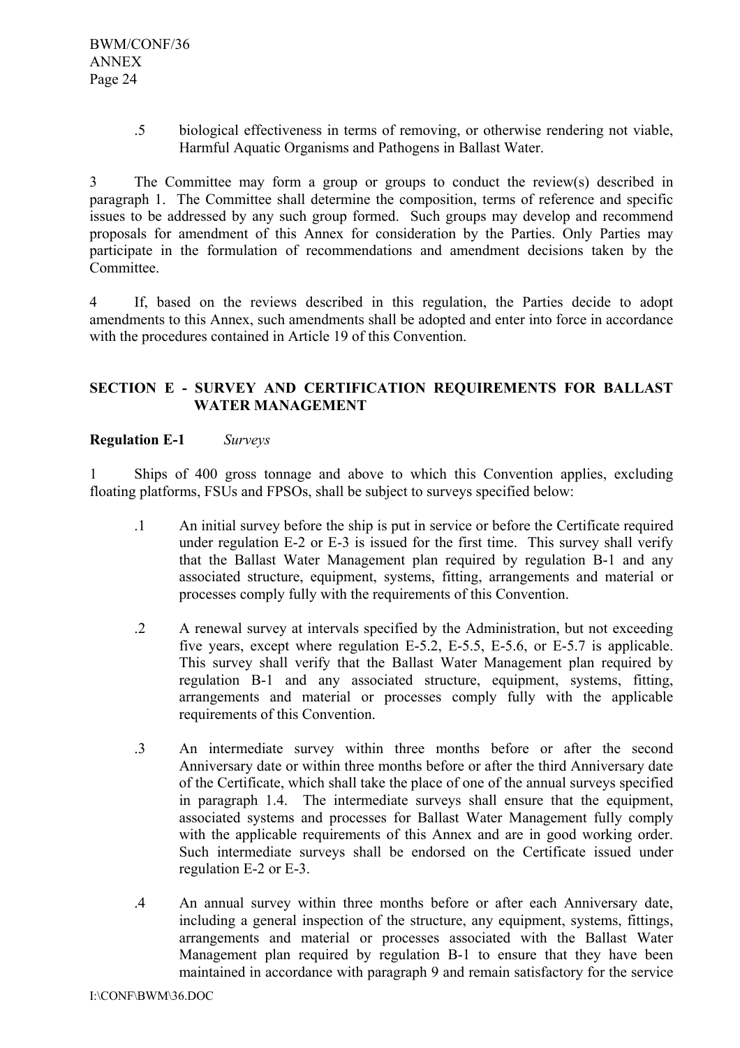.5 biological effectiveness in terms of removing, or otherwise rendering not viable, Harmful Aquatic Organisms and Pathogens in Ballast Water.

3 The Committee may form a group or groups to conduct the review(s) described in paragraph 1. The Committee shall determine the composition, terms of reference and specific issues to be addressed by any such group formed. Such groups may develop and recommend proposals for amendment of this Annex for consideration by the Parties. Only Parties may participate in the formulation of recommendations and amendment decisions taken by the Committee.

4 If, based on the reviews described in this regulation, the Parties decide to adopt amendments to this Annex, such amendments shall be adopted and enter into force in accordance with the procedures contained in Article 19 of this Convention.

## SECTION E - SURVEY AND CERTIFICATION REQUIREMENTS FOR BALLAST WATER MANAGEMENT

**Regulation E-1** *Surveys*

1 Ships of 400 gross tonnage and above to which this Convention applies, excluding floating platforms, FSUs and FPSOs, shall be subject to surveys specified below:

.1 An initial survey before the ship is put in service or before the Certificate required under regulation E-2 or E-3 is issued for the first time. This survey shall verify that the Ballast Water Management plan required by regulation B-1 and any associated structure, equipment, systems, fitting, arrangements and material or processes comply fully with the requirements of this Convention.

.2 A renewal survey at intervals specified by the Administration, but not exceeding five years, except where regulation E-5.2, E-5.5, E-5.6, or E-5.7 is applicable. This survey shall verify that the Ballast Water Management plan required by regulation B-1 and any associated structure, equipment, systems, fitting, arrangements and material or processes comply fully with the applicable requirements of this Convention.

.3 An intermediate survey within three months before or after the second Anniversary date or within three months before or after the third Anniversary date of the Certificate, which shall take the place of one of the annual surveys specified in paragraph 1.4. The intermediate surveys shall ensure that the equipment, associated systems and processes for Ballast Water Management fully comply with the applicable requirements of this Annex and are in good working order. Such intermediate surveys shall be endorsed on the Certificate issued under regulation E-2 or E-3.

.4 An annual survey within three months before or after each Anniversary date, including a general inspection of the structure, any equipment, systems, fittings, arrangements and material or processes associated with the Ballast Water Management plan required by regulation B-1 to ensure that they have been maintained in accordance with paragraph 9 and remain satisfactory for the service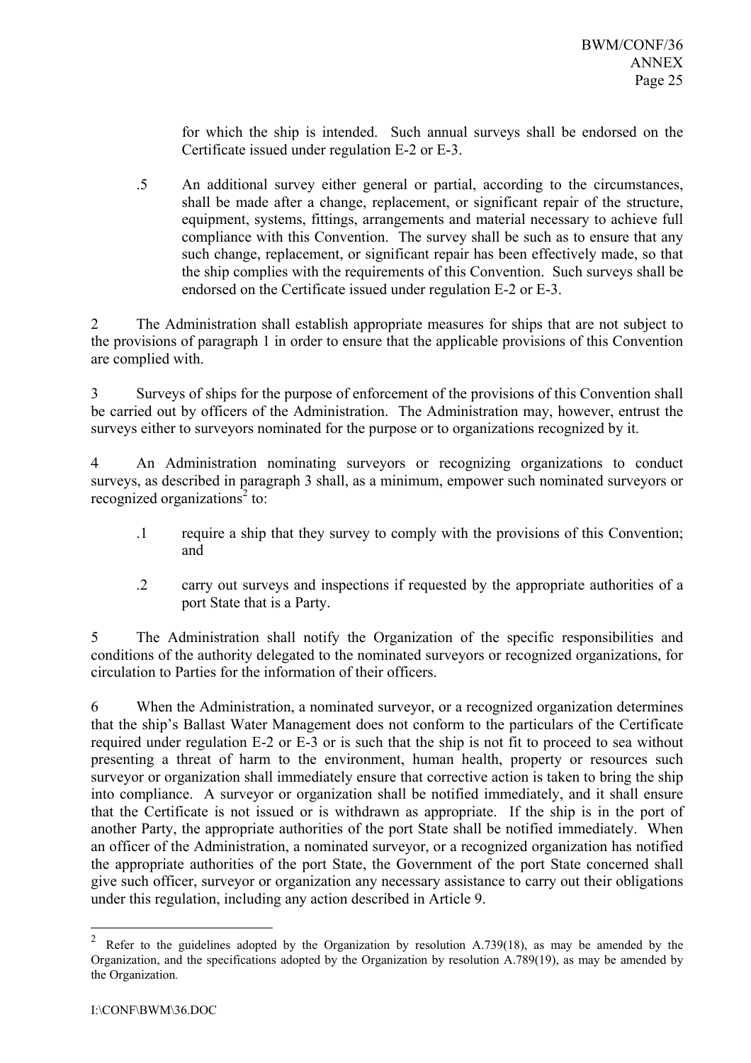for which the ship is intended. Such annual surveys shall be endorsed on the Certificate issued under regulation E-2 or E-3.

.5 An additional survey either general or partial, according to the circumstances, shall be made after a change, replacement, or significant repair of the structure, equipment, systems, fittings, arrangements and material necessary to achieve full compliance with this Convention. The survey shall be such as to ensure that any such change, replacement, or significant repair has been effectively made, so that the ship complies with the requirements of this Convention. Such surveys shall be endorsed on the Certificate issued under regulation E-2 or E-3.

2 The Administration shall establish appropriate measures for ships that are not subject to the provisions of paragraph 1 in order to ensure that the applicable provisions of this Convention are complied with.

3 Surveys of ships for the purpose of enforcement of the provisions of this Convention shall be carried out by officers of the Administration. The Administration may, however, entrust the surveys either to surveyors nominated for the purpose or to organizations recognized by it.

4 An Administration nominating surveyors or recognizing organizations to conduct surveys, as described in paragraph 3 shall, as a minimum, empower such nominated surveyors or recognized organizations[2] to:

.1 require a ship that they survey to comply with the provisions of this Convention; and

.2 carry out surveys and inspections if requested by the appropriate authorities of a port State that is a Party.

5 The Administration shall notify the Organization of the specific responsibilities and conditions of the authority delegated to the nominated surveyors or recognized organizations, for circulation to Parties for the information of their officers.

6 When the Administration, a nominated surveyor, or a recognized organization determines that the ship's Ballast Water Management does not conform to the particulars of the Certificate required under regulation E-2 or E-3 or is such that the ship is not fit to proceed to sea without presenting a threat of harm to the environment, human health, property or resources such surveyor or organization shall immediately ensure that corrective action is taken to bring the ship into compliance. A surveyor or organization shall be notified immediately, and it shall ensure that the Certificate is not issued or is withdrawn as appropriate. If the ship is in the port of another Party, the appropriate authorities of the port State shall be notified immediately. When an officer of the Administration, a nominated surveyor, or a recognized organization has notified the appropriate authorities of the port State, the Government of the port State concerned shall give such officer, surveyor or organization any necessary assistance to carry out their obligations under this regulation, including any action described in Article 9.

---

[2] Refer to the guidelines adopted by the Organization by resolution A.739(18), as may be amended by the Organization, and the specifications adopted by the Organization by resolution A.789(19), as may be amended by the Organization.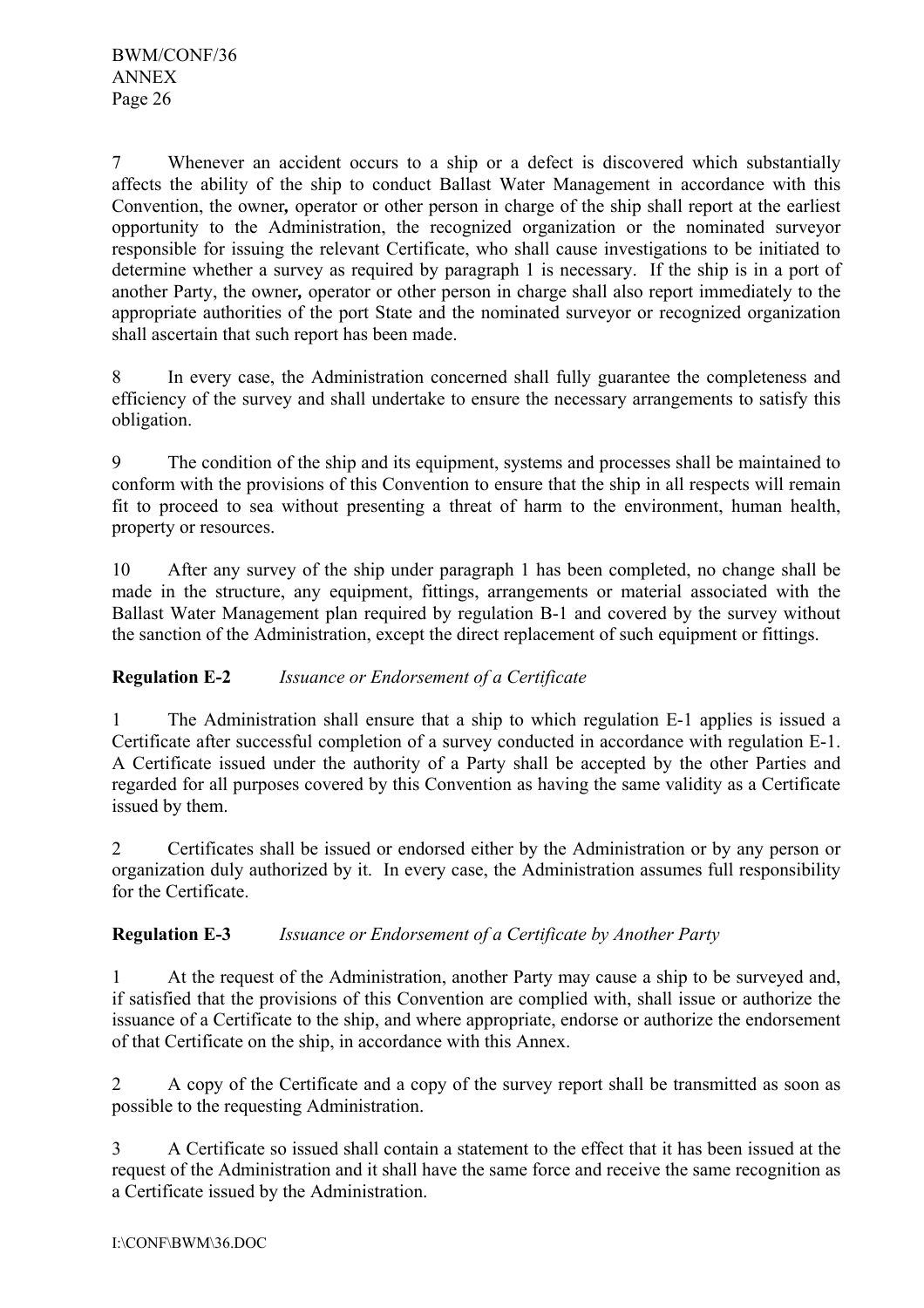7 Whenever an accident occurs to a ship or a defect is discovered which substantially affects the ability of the ship to conduct Ballast Water Management in accordance with this Convention, the owner**,** operator or other person in charge of the ship shall report at the earliest opportunity to the Administration, the recognized organization or the nominated surveyor responsible for issuing the relevant Certificate, who shall cause investigations to be initiated to determine whether a survey as required by paragraph 1 is necessary. If the ship is in a port of another Party, the owner**,** operator or other person in charge shall also report immediately to the appropriate authorities of the port State and the nominated surveyor or recognized organization shall ascertain that such report has been made.

8 In every case, the Administration concerned shall fully guarantee the completeness and efficiency of the survey and shall undertake to ensure the necessary arrangements to satisfy this obligation.

9 The condition of the ship and its equipment, systems and processes shall be maintained to conform with the provisions of this Convention to ensure that the ship in all respects will remain fit to proceed to sea without presenting a threat of harm to the environment, human health, property or resources.

10 After any survey of the ship under paragraph 1 has been completed, no change shall be made in the structure, any equipment, fittings, arrangements or material associated with the Ballast Water Management plan required by regulation B-1 and covered by the survey without the sanction of the Administration, except the direct replacement of such equipment or fittings.

**Regulation E-2** *Issuance or Endorsement of a Certificate*

1 The Administration shall ensure that a ship to which regulation E-1 applies is issued a Certificate after successful completion of a survey conducted in accordance with regulation E-1. A Certificate issued under the authority of a Party shall be accepted by the other Parties and regarded for all purposes covered by this Convention as having the same validity as a Certificate issued by them.

2 Certificates shall be issued or endorsed either by the Administration or by any person or organization duly authorized by it. In every case, the Administration assumes full responsibility for the Certificate.

**Regulation E-3** *Issuance or Endorsement of a Certificate by Another Party*

1 At the request of the Administration, another Party may cause a ship to be surveyed and, if satisfied that the provisions of this Convention are complied with, shall issue or authorize the issuance of a Certificate to the ship, and where appropriate, endorse or authorize the endorsement of that Certificate on the ship, in accordance with this Annex.

2 A copy of the Certificate and a copy of the survey report shall be transmitted as soon as possible to the requesting Administration.

3 A Certificate so issued shall contain a statement to the effect that it has been issued at the request of the Administration and it shall have the same force and receive the same recognition as a Certificate issued by the Administration.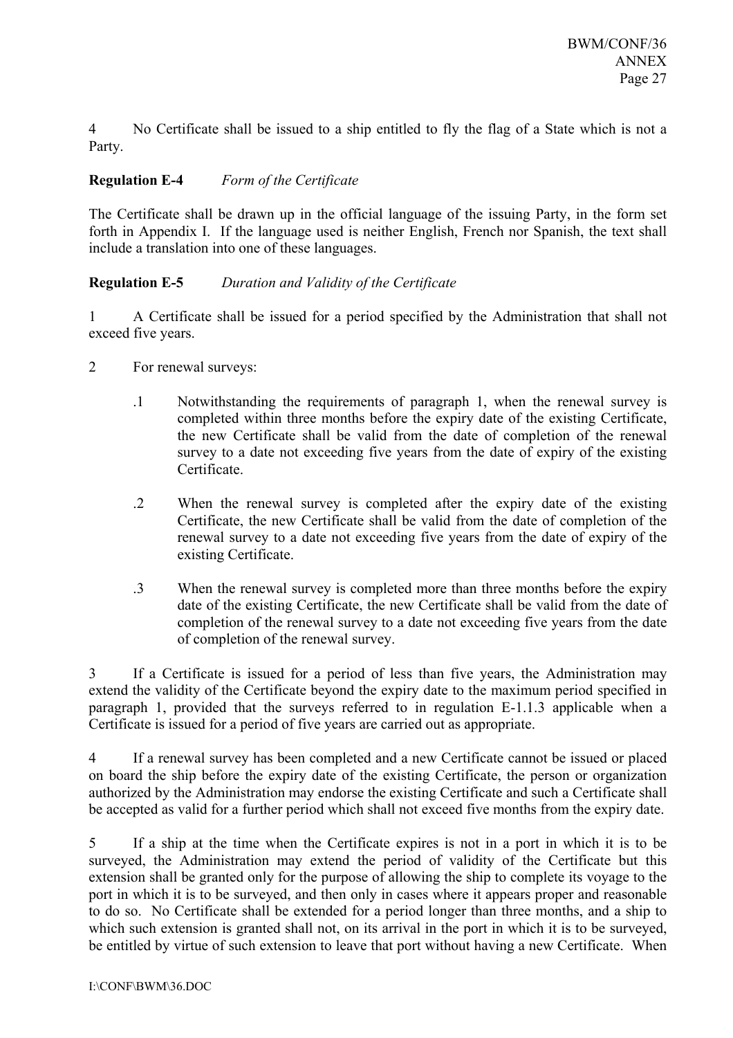4 No Certificate shall be issued to a ship entitled to fly the flag of a State which is not a Party.

**Regulation E-4** *Form of the Certificate*

The Certificate shall be drawn up in the official language of the issuing Party, in the form set forth in Appendix I. If the language used is neither English, French nor Spanish, the text shall include a translation into one of these languages.

**Regulation E-5** *Duration and Validity of the Certificate*

1 A Certificate shall be issued for a period specified by the Administration that shall not exceed five years.

2 For renewal surveys:

.1 Notwithstanding the requirements of paragraph 1, when the renewal survey is completed within three months before the expiry date of the existing Certificate, the new Certificate shall be valid from the date of completion of the renewal survey to a date not exceeding five years from the date of expiry of the existing Certificate.

.2 When the renewal survey is completed after the expiry date of the existing Certificate, the new Certificate shall be valid from the date of completion of the renewal survey to a date not exceeding five years from the date of expiry of the existing Certificate.

.3 When the renewal survey is completed more than three months before the expiry date of the existing Certificate, the new Certificate shall be valid from the date of completion of the renewal survey to a date not exceeding five years from the date of completion of the renewal survey.

3 If a Certificate is issued for a period of less than five years, the Administration may extend the validity of the Certificate beyond the expiry date to the maximum period specified in paragraph 1, provided that the surveys referred to in regulation E-1.1.3 applicable when a Certificate is issued for a period of five years are carried out as appropriate.

4 If a renewal survey has been completed and a new Certificate cannot be issued or placed on board the ship before the expiry date of the existing Certificate, the person or organization authorized by the Administration may endorse the existing Certificate and such a Certificate shall be accepted as valid for a further period which shall not exceed five months from the expiry date.

5 If a ship at the time when the Certificate expires is not in a port in which it is to be surveyed, the Administration may extend the period of validity of the Certificate but this extension shall be granted only for the purpose of allowing the ship to complete its voyage to the port in which it is to be surveyed, and then only in cases where it appears proper and reasonable to do so. No Certificate shall be extended for a period longer than three months, and a ship to which such extension is granted shall not, on its arrival in the port in which it is to be surveyed, be entitled by virtue of such extension to leave that port without having a new Certificate. When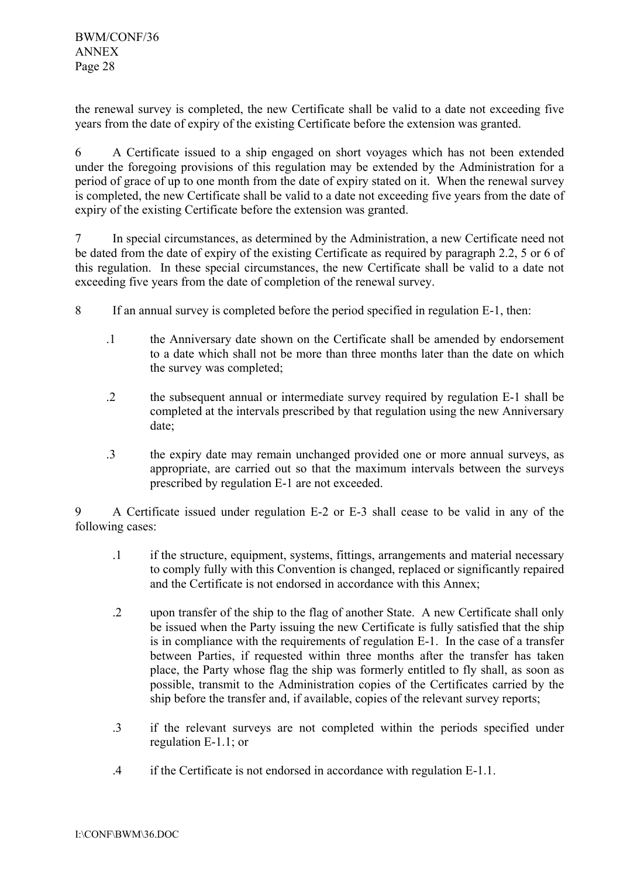the renewal survey is completed, the new Certificate shall be valid to a date not exceeding five years from the date of expiry of the existing Certificate before the extension was granted.

6 A Certificate issued to a ship engaged on short voyages which has not been extended under the foregoing provisions of this regulation may be extended by the Administration for a period of grace of up to one month from the date of expiry stated on it. When the renewal survey is completed, the new Certificate shall be valid to a date not exceeding five years from the date of expiry of the existing Certificate before the extension was granted.

7 In special circumstances, as determined by the Administration, a new Certificate need not be dated from the date of expiry of the existing Certificate as required by paragraph 2.2, 5 or 6 of this regulation. In these special circumstances, the new Certificate shall be valid to a date not exceeding five years from the date of completion of the renewal survey.

8 If an annual survey is completed before the period specified in regulation E-1, then:

.1 the Anniversary date shown on the Certificate shall be amended by endorsement to a date which shall not be more than three months later than the date on which the survey was completed;

.2 the subsequent annual or intermediate survey required by regulation E-1 shall be completed at the intervals prescribed by that regulation using the new Anniversary date;

.3 the expiry date may remain unchanged provided one or more annual surveys, as appropriate, are carried out so that the maximum intervals between the surveys prescribed by regulation E-1 are not exceeded.

9 A Certificate issued under regulation E-2 or E-3 shall cease to be valid in any of the following cases:

.1 if the structure, equipment, systems, fittings, arrangements and material necessary to comply fully with this Convention is changed, replaced or significantly repaired and the Certificate is not endorsed in accordance with this Annex;

.2 upon transfer of the ship to the flag of another State. A new Certificate shall only be issued when the Party issuing the new Certificate is fully satisfied that the ship is in compliance with the requirements of regulation E-1. In the case of a transfer between Parties, if requested within three months after the transfer has taken place, the Party whose flag the ship was formerly entitled to fly shall, as soon as possible, transmit to the Administration copies of the Certificates carried by the ship before the transfer and, if available, copies of the relevant survey reports;

.3 if the relevant surveys are not completed within the periods specified under regulation E-1.1; or

.4 if the Certificate is not endorsed in accordance with regulation E-1.1.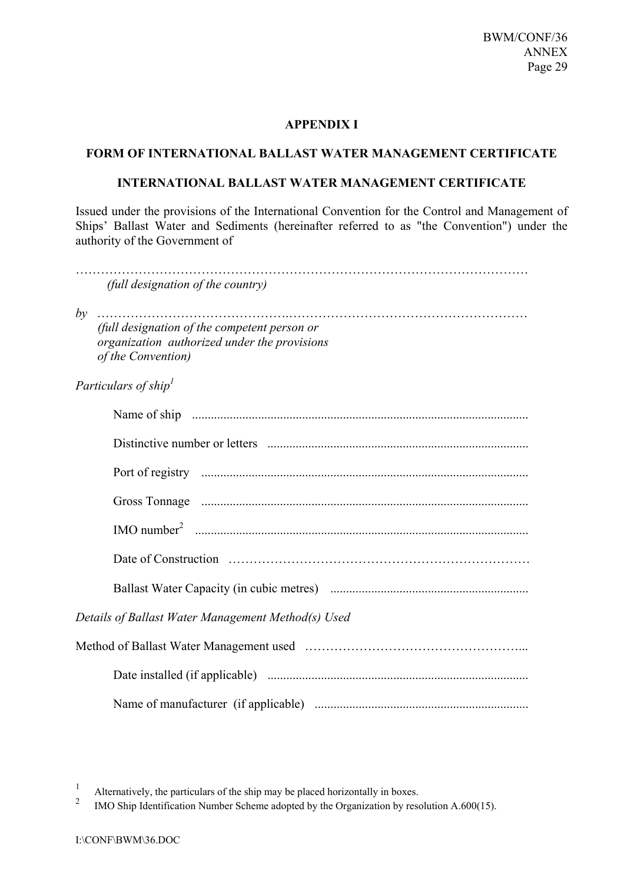## APPENDIX I

## FORM OF INTERNATIONAL BALLAST WATER MANAGEMENT CERTIFICATE

## INTERNATIONAL BALLAST WATER MANAGEMENT CERTIFICATE

Issued under the provisions of the International Convention for the Control and Management of Ships' Ballast Water and Sediments (hereinafter referred to as "the Convention") under the authority of the Government of

…………………………………………………………………………………………………
*(full designation of the country)*

*by* ……………………………………….…………………………………………………
*(full designation of the competent person or organization authorized under the provisions of the Convention)*

*Particulars of ship*[1]

Name of ship ..........................................................................................................

Distinctive number or letters ..................................................................................

Port of registry ........................................................................................................

Gross Tonnage .......................................................................................................

IMO number[2] .........................................................................................................

Date of Construction ………………………………………………………………

Ballast Water Capacity (in cubic metres) ...............................................................

*Details of Ballast Water Management Method(s) Used*

Method of Ballast Water Management used ……………………………………………...

Date installed (if applicable) ..................................................................................

Name of manufacturer (if applicable) ....................................................................

---

[1] Alternatively, the particulars of the ship may be placed horizontally in boxes.

[2] IMO Ship Identification Number Scheme adopted by the Organization by resolution A.600(15).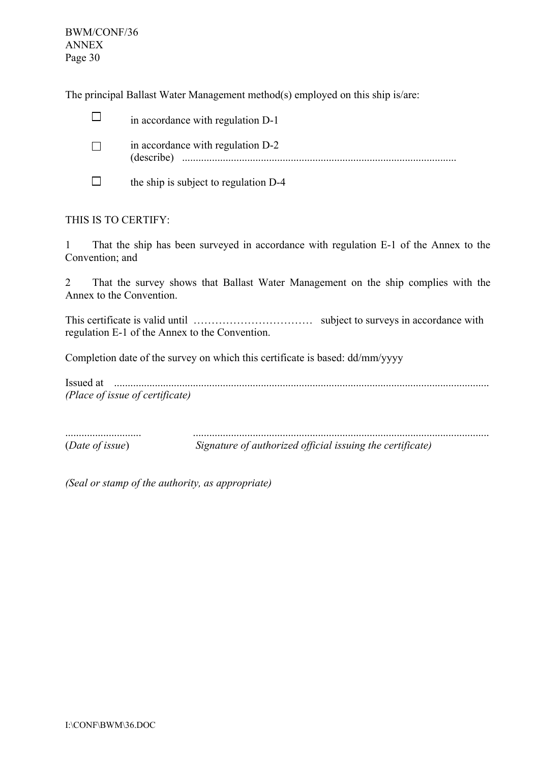The principal Ballast Water Management method(s) employed on this ship is/are:

- ☐ in accordance with regulation D-1
- ☐ in accordance with regulation D-2
  (describe) ....................................................................................................
- ☐ the ship is subject to regulation D-4

THIS IS TO CERTIFY:

1 That the ship has been surveyed in accordance with regulation E-1 of the Annex to the Convention; and

2 That the survey shows that Ballast Water Management on the ship complies with the Annex to the Convention.

This certificate is valid until …………………………… subject to surveys in accordance with regulation E-1 of the Annex to the Convention.

Completion date of the survey on which this certificate is based: dd/mm/yyyy

Issued at .......................................................................................................................................
*(Place of issue of certificate)*

........................... ...........................................................................................................
(*Date of issue*) *Signature of authorized official issuing the certificate)*

*(Seal or stamp of the authority, as appropriate)*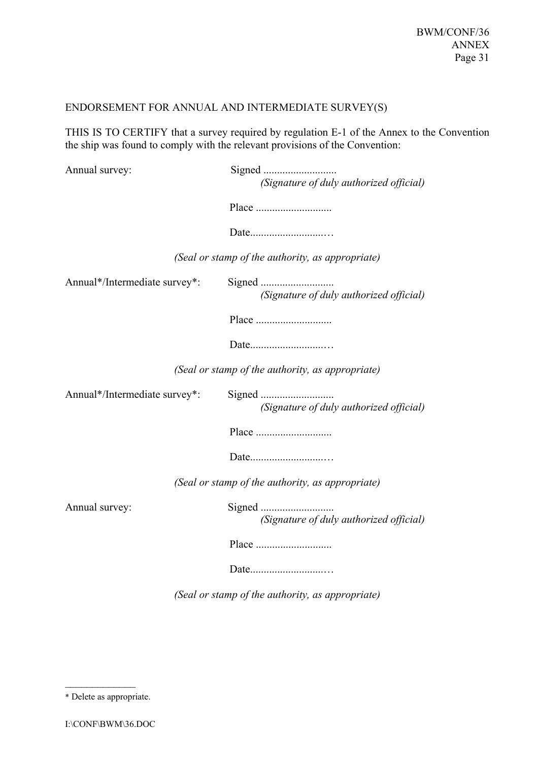ENDORSEMENT FOR ANNUAL AND INTERMEDIATE SURVEY(S)

THIS IS TO CERTIFY that a survey required by regulation E-1 of the Annex to the Convention the ship was found to comply with the relevant provisions of the Convention:

Annual survey: Signed ...........................
*(Signature of duly authorized official)*

Place ...........................

Date...........................…

*(Seal or stamp of the authority, as appropriate)*

Annual*/Intermediate survey*: Signed ...........................
*(Signature of duly authorized official)*

Place ...........................

Date...........................…

*(Seal or stamp of the authority, as appropriate)*

Annual*/Intermediate survey*: Signed ...........................
*(Signature of duly authorized official)*

Place ...........................

Date...........................…

*(Seal or stamp of the authority, as appropriate)*

Annual survey: Signed ...........................
*(Signature of duly authorized official)*

Place ...........................

Date...........................…

*(Seal or stamp of the authority, as appropriate)*

---

* Delete as appropriate.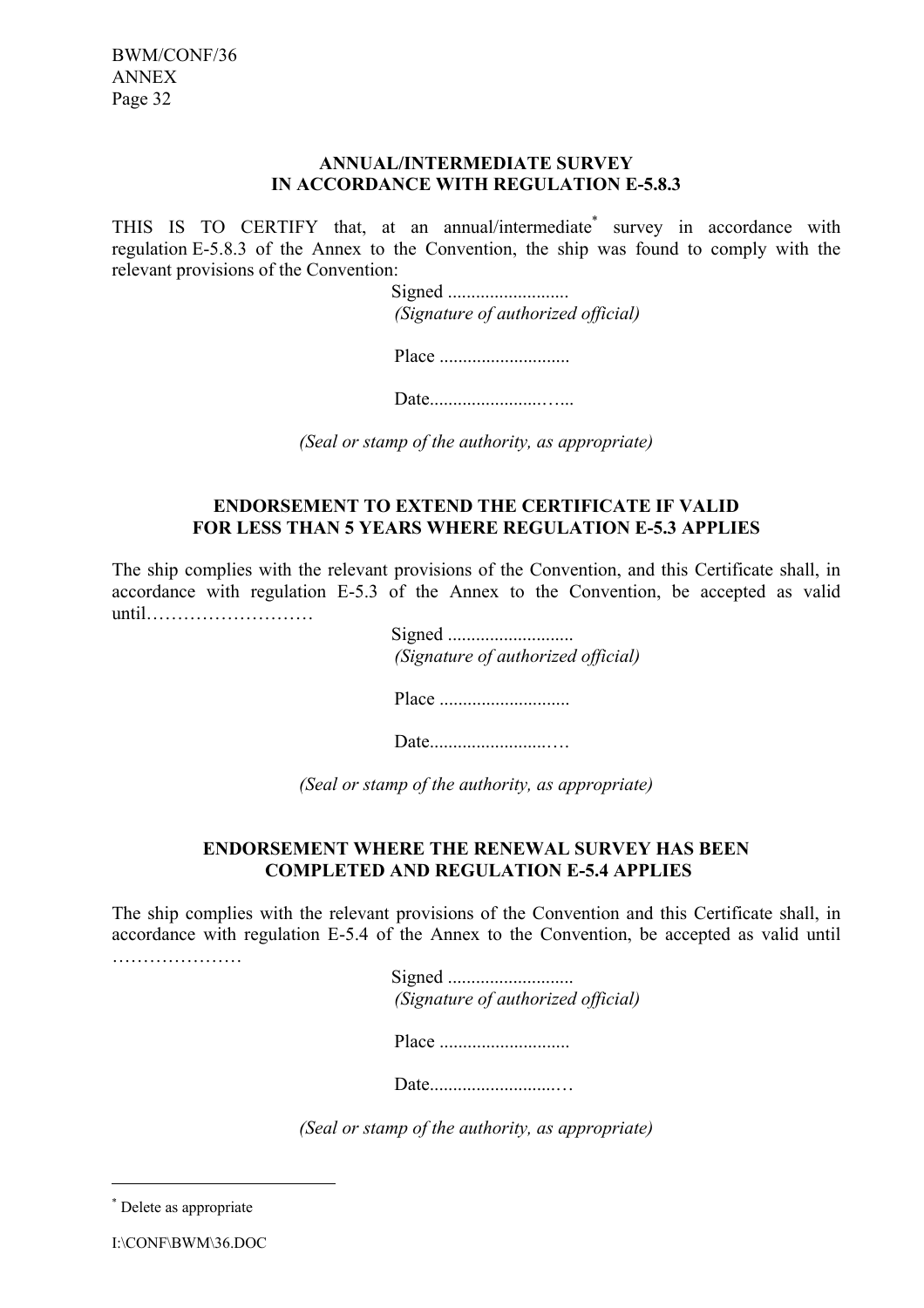**ANNUAL/INTERMEDIATE SURVEY
IN ACCORDANCE WITH REGULATION E-5.8.3**

THIS IS TO CERTIFY that, at an annual/intermediate[*] survey in accordance with regulation E-5.8.3 of the Annex to the Convention, the ship was found to comply with the relevant provisions of the Convention:

Signed ..........................
*(Signature of authorized official)*

Place ............................

Date.........................…..

*(Seal or stamp of the authority, as appropriate)*

**ENDORSEMENT TO EXTEND THE CERTIFICATE IF VALID
FOR LESS THAN 5 YEARS WHERE REGULATION E-5.3 APPLIES**

The ship complies with the relevant provisions of the Convention, and this Certificate shall, in accordance with regulation E-5.3 of the Annex to the Convention, be accepted as valid until………………………

Signed ...........................
*(Signature of authorized official)*

Place ............................

Date..........................…

*(Seal or stamp of the authority, as appropriate)*

**ENDORSEMENT WHERE THE RENEWAL SURVEY HAS BEEN
COMPLETED AND REGULATION E-5.4 APPLIES**

The ship complies with the relevant provisions of the Convention and this Certificate shall, in accordance with regulation E-5.4 of the Annex to the Convention, be accepted as valid until …………………

Signed ...........................
*(Signature of authorized official)*

Place ............................

Date............................…

*(Seal or stamp of the authority, as appropriate)*

---

[*] Delete as appropriate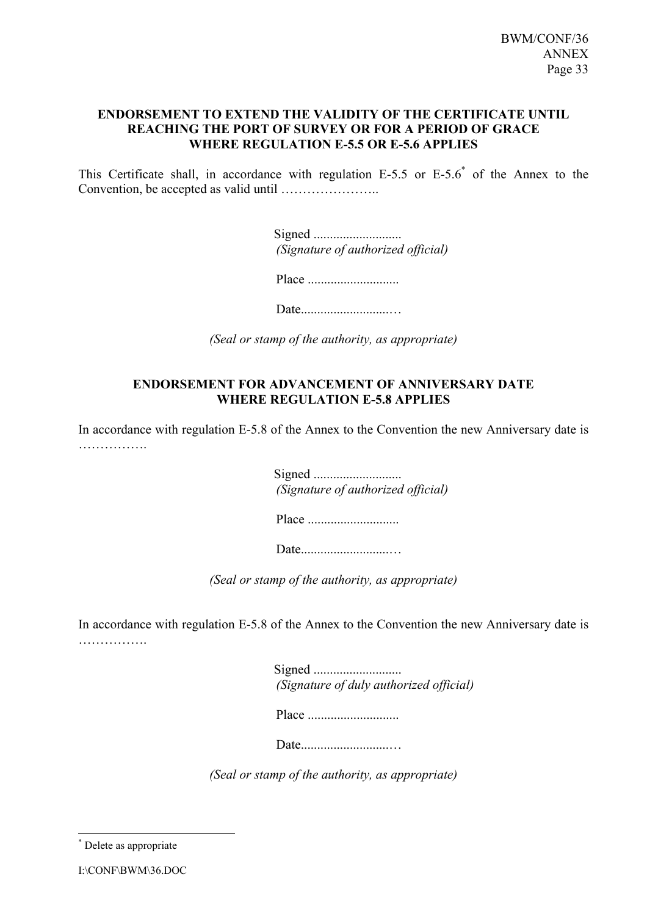**ENDORSEMENT TO EXTEND THE VALIDITY OF THE CERTIFICATE UNTIL REACHING THE PORT OF SURVEY OR FOR A PERIOD OF GRACE WHERE REGULATION E-5.5 OR E-5.6 APPLIES**

This Certificate shall, in accordance with regulation E-5.5 or E-5.6* of the Annex to the Convention, be accepted as valid until …………………..

Signed ...........................
*(Signature of authorized official)*

Place ............................

Date...........................…

*(Seal or stamp of the authority, as appropriate)*

**ENDORSEMENT FOR ADVANCEMENT OF ANNIVERSARY DATE WHERE REGULATION E-5.8 APPLIES**

In accordance with regulation E-5.8 of the Annex to the Convention the new Anniversary date is …………….

Signed ...........................
*(Signature of authorized official)*

Place ............................

Date...........................…

*(Seal or stamp of the authority, as appropriate)*

In accordance with regulation E-5.8 of the Annex to the Convention the new Anniversary date is …………….

Signed ...........................
*(Signature of duly authorized official)*

Place ............................

Date...........................…

*(Seal or stamp of the authority, as appropriate)*

---

* Delete as appropriate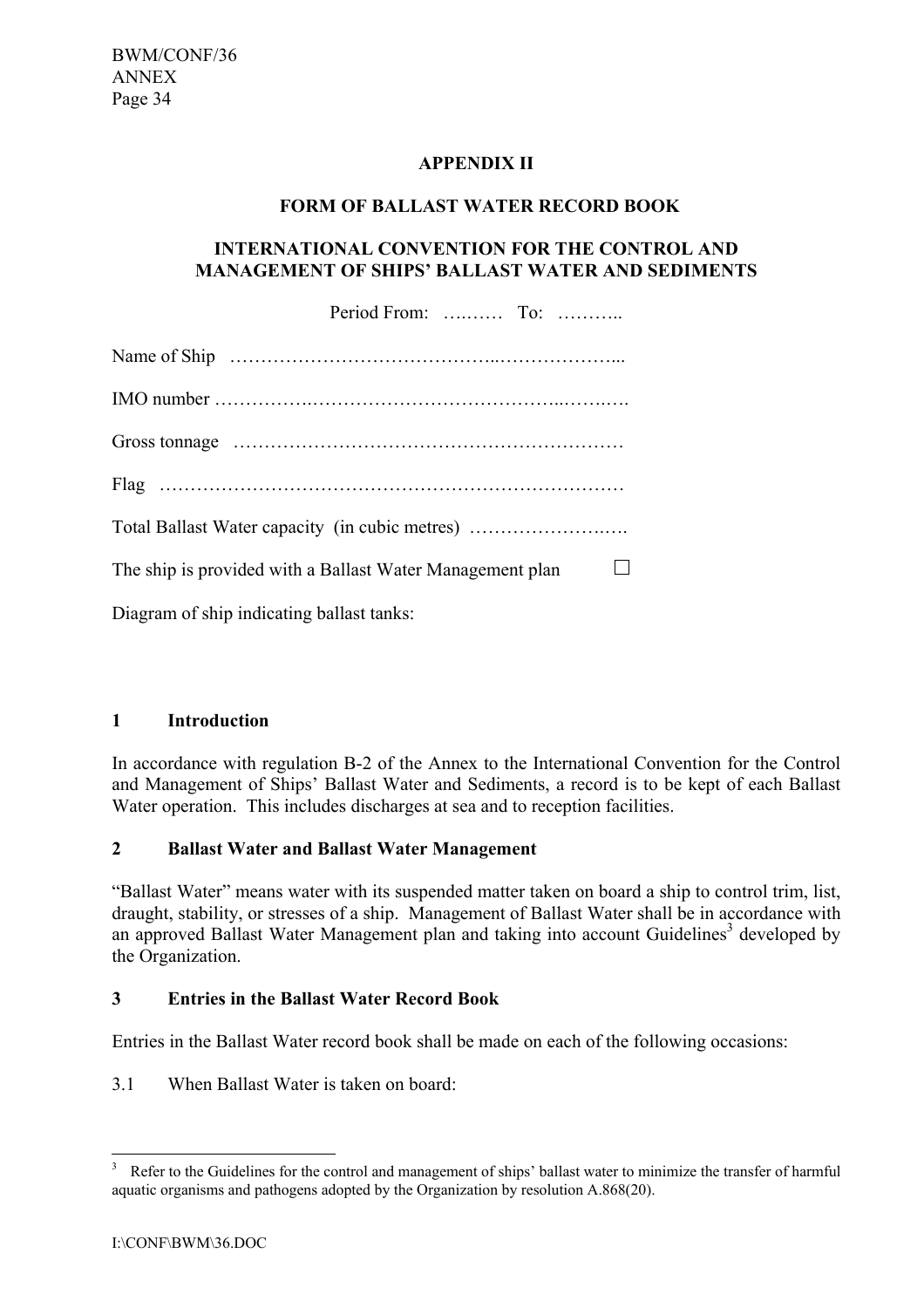**APPENDIX II**

**FORM OF BALLAST WATER RECORD BOOK**

**INTERNATIONAL CONVENTION FOR THE CONTROL AND MANAGEMENT OF SHIPS' BALLAST WATER AND SEDIMENTS**

Period From: …..…… To: ………..

Name of Ship …………………………………..………………...

IMO number …………….…………………………………..……….….

Gross tonnage ………………………………………………………

Flag ……………………………………………………………….…

Total Ballast Water capacity (in cubic metres) …………………….….

The ship is provided with a Ballast Water Management plan ☐

Diagram of ship indicating ballast tanks:

## 1 Introduction

In accordance with regulation B-2 of the Annex to the International Convention for the Control and Management of Ships' Ballast Water and Sediments, a record is to be kept of each Ballast Water operation. This includes discharges at sea and to reception facilities.

## 2 Ballast Water and Ballast Water Management

"Ballast Water" means water with its suspended matter taken on board a ship to control trim, list, draught, stability, or stresses of a ship. Management of Ballast Water shall be in accordance with an approved Ballast Water Management plan and taking into account Guidelines[3] developed by the Organization.

## 3 Entries in the Ballast Water Record Book

Entries in the Ballast Water record book shall be made on each of the following occasions:

3.1 When Ballast Water is taken on board:

---

[3] Refer to the Guidelines for the control and management of ships' ballast water to minimize the transfer of harmful aquatic organisms and pathogens adopted by the Organization by resolution A.868(20).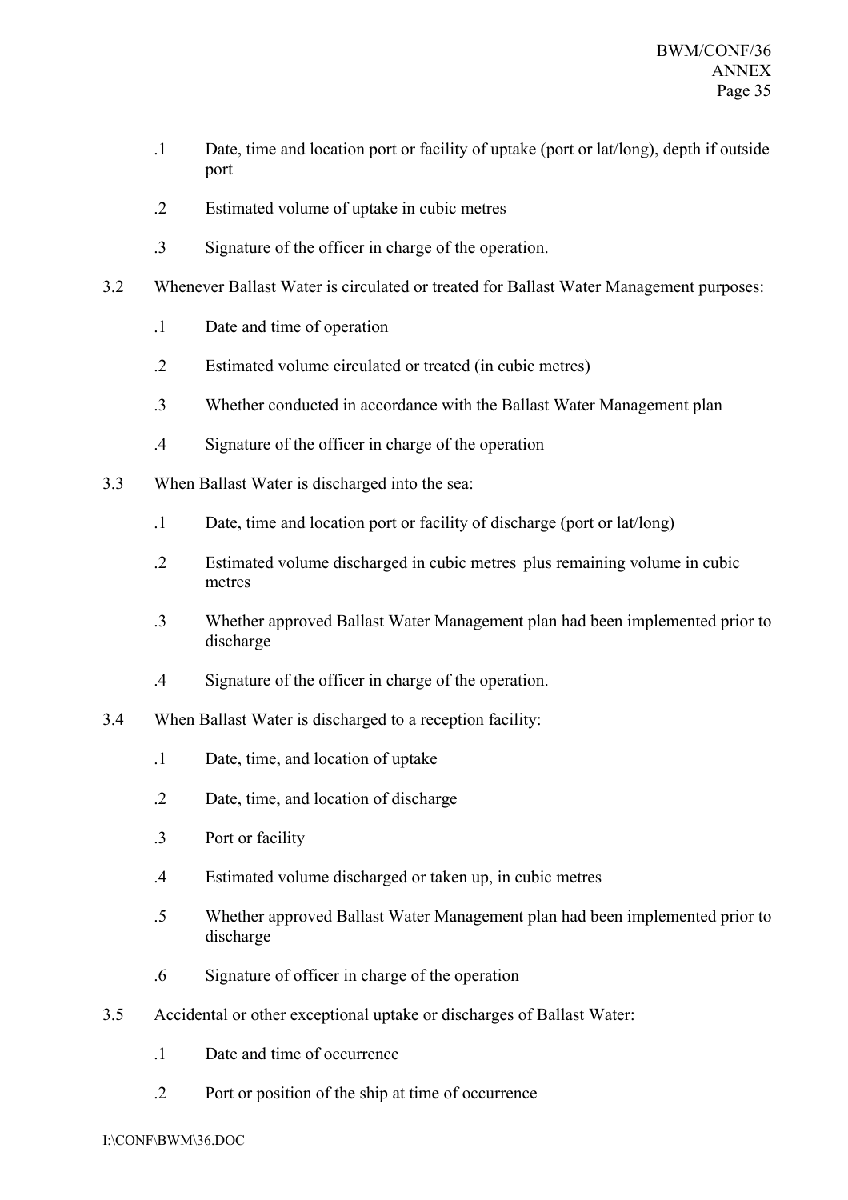.1 Date, time and location port or facility of uptake (port or lat/long), depth if outside port

.2 Estimated volume of uptake in cubic metres

.3 Signature of the officer in charge of the operation.

3.2 Whenever Ballast Water is circulated or treated for Ballast Water Management purposes:

.1 Date and time of operation

.2 Estimated volume circulated or treated (in cubic metres)

.3 Whether conducted in accordance with the Ballast Water Management plan

.4 Signature of the officer in charge of the operation

3.3 When Ballast Water is discharged into the sea:

.1 Date, time and location port or facility of discharge (port or lat/long)

.2 Estimated volume discharged in cubic metres plus remaining volume in cubic metres

.3 Whether approved Ballast Water Management plan had been implemented prior to discharge

.4 Signature of the officer in charge of the operation.

3.4 When Ballast Water is discharged to a reception facility:

.1 Date, time, and location of uptake

.2 Date, time, and location of discharge

.3 Port or facility

.4 Estimated volume discharged or taken up, in cubic metres

.5 Whether approved Ballast Water Management plan had been implemented prior to discharge

.6 Signature of officer in charge of the operation

3.5 Accidental or other exceptional uptake or discharges of Ballast Water:

.1 Date and time of occurrence

.2 Port or position of the ship at time of occurrence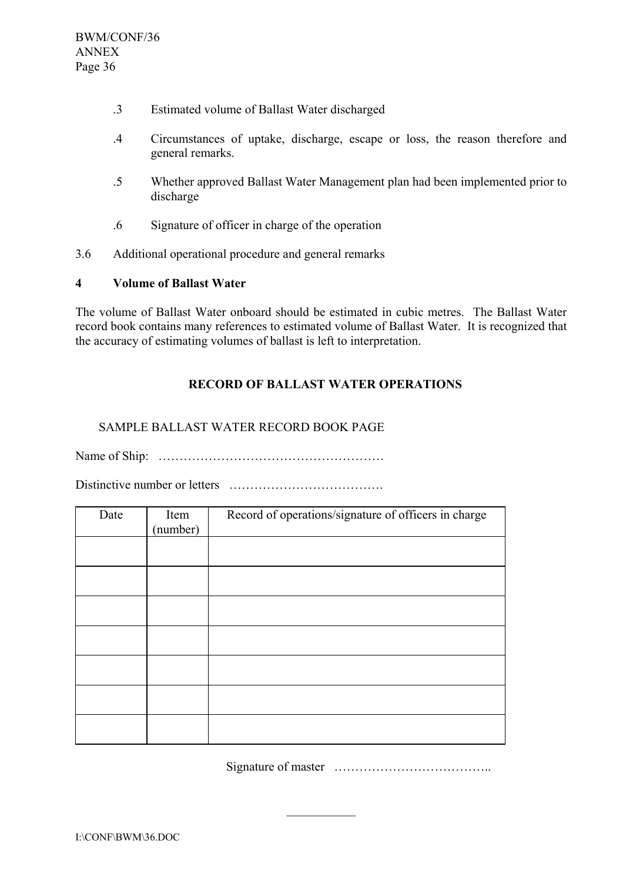.3 Estimated volume of Ballast Water discharged

.4 Circumstances of uptake, discharge, escape or loss, the reason therefore and general remarks.

.5 Whether approved Ballast Water Management plan had been implemented prior to discharge

.6 Signature of officer in charge of the operation

3.6 Additional operational procedure and general remarks

**4 Volume of Ballast Water**

The volume of Ballast Water onboard should be estimated in cubic metres. The Ballast Water record book contains many references to estimated volume of Ballast Water. It is recognized that the accuracy of estimating volumes of ballast is left to interpretation.

**RECORD OF BALLAST WATER OPERATIONS**

SAMPLE BALLAST WATER RECORD BOOK PAGE

Name of Ship: ………………………………………………

Distinctive number or letters ……………………………….

| Date | Item (number) | Record of operations/signature of officers in charge |
|---|---|---|
| | | |
| | | |
| | | |
| | | |
| | | |
| | | |
| | | |

Signature of master ………………………………..